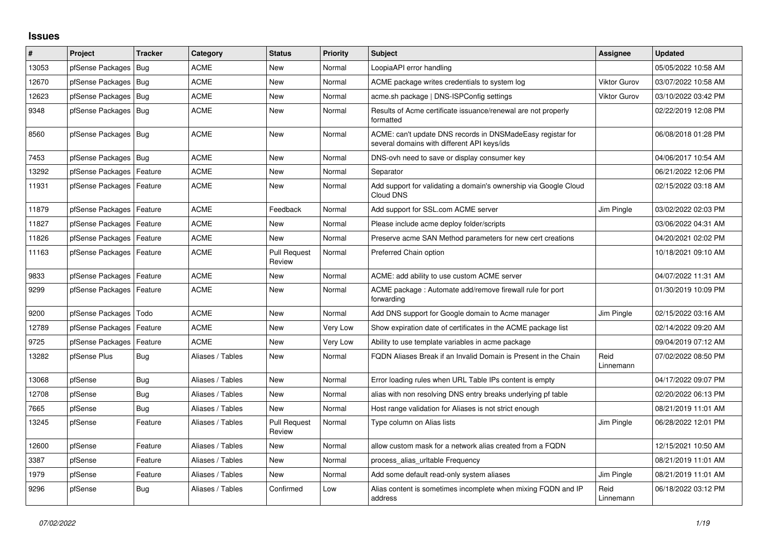## Issues

| # | Project | Tracker | Category | Status | Priority | Subject | Assignee | Updated |
|---|---|---|---|---|---|---|---|---|
| 13053 | pfSense Packages | Bug | ACME | New | Normal | LoopiaAPI error handling | | 05/05/2022 10:58 AM |
| 12670 | pfSense Packages | Bug | ACME | New | Normal | ACME package writes credentials to system log | Viktor Gurov | 03/07/2022 10:58 AM |
| 12623 | pfSense Packages | Bug | ACME | New | Normal | acme.sh package \| DNS-ISPConfig settings | Viktor Gurov | 03/10/2022 03:42 PM |
| 9348 | pfSense Packages | Bug | ACME | New | Normal | Results of Acme certificate issuance/renewal are not properly formatted | | 02/22/2019 12:08 PM |
| 8560 | pfSense Packages | Bug | ACME | New | Normal | ACME: can't update DNS records in DNSMadeEasy registar for several domains with different API keys/ids | | 06/08/2018 01:28 PM |
| 7453 | pfSense Packages | Bug | ACME | New | Normal | DNS-ovh need to save or display consumer key | | 04/06/2017 10:54 AM |
| 13292 | pfSense Packages | Feature | ACME | New | Normal | Separator | | 06/21/2022 12:06 PM |
| 11931 | pfSense Packages | Feature | ACME | New | Normal | Add support for validating a domain's ownership via Google Cloud Cloud DNS | | 02/15/2022 03:18 AM |
| 11879 | pfSense Packages | Feature | ACME | Feedback | Normal | Add support for SSL.com ACME server | Jim Pingle | 03/02/2022 02:03 PM |
| 11827 | pfSense Packages | Feature | ACME | New | Normal | Please include acme deploy folder/scripts | | 03/06/2022 04:31 AM |
| 11826 | pfSense Packages | Feature | ACME | New | Normal | Preserve acme SAN Method parameters for new cert creations | | 04/20/2021 02:02 PM |
| 11163 | pfSense Packages | Feature | ACME | Pull Request Review | Normal | Preferred Chain option | | 10/18/2021 09:10 AM |
| 9833 | pfSense Packages | Feature | ACME | New | Normal | ACME: add ability to use custom ACME server | | 04/07/2022 11:31 AM |
| 9299 | pfSense Packages | Feature | ACME | New | Normal | ACME package : Automate add/remove firewall rule for port forwarding | | 01/30/2019 10:09 PM |
| 9200 | pfSense Packages | Todo | ACME | New | Normal | Add DNS support for Google domain to Acme manager | Jim Pingle | 02/15/2022 03:16 AM |
| 12789 | pfSense Packages | Feature | ACME | New | Very Low | Show expiration date of certificates in the ACME package list | | 02/14/2022 09:20 AM |
| 9725 | pfSense Packages | Feature | ACME | New | Very Low | Ability to use template variables in acme package | | 09/04/2019 07:12 AM |
| 13282 | pfSense Plus | Bug | Aliases / Tables | New | Normal | FQDN Aliases Break if an Invalid Domain is Present in the Chain | Reid Linnemann | 07/02/2022 08:50 PM |
| 13068 | pfSense | Bug | Aliases / Tables | New | Normal | Error loading rules when URL Table IPs content is empty | | 04/17/2022 09:07 PM |
| 12708 | pfSense | Bug | Aliases / Tables | New | Normal | alias with non resolving DNS entry breaks underlying pf table | | 02/20/2022 06:13 PM |
| 7665 | pfSense | Bug | Aliases / Tables | New | Normal | Host range validation for Aliases is not strict enough | | 08/21/2019 11:01 AM |
| 13245 | pfSense | Feature | Aliases / Tables | Pull Request Review | Normal | Type column on Alias lists | Jim Pingle | 06/28/2022 12:01 PM |
| 12600 | pfSense | Feature | Aliases / Tables | New | Normal | allow custom mask for a network alias created from a FQDN | | 12/15/2021 10:50 AM |
| 3387 | pfSense | Feature | Aliases / Tables | New | Normal | process_alias_urltable Frequency | | 08/21/2019 11:01 AM |
| 1979 | pfSense | Feature | Aliases / Tables | New | Normal | Add some default read-only system aliases | Jim Pingle | 08/21/2019 11:01 AM |
| 9296 | pfSense | Bug | Aliases / Tables | Confirmed | Low | Alias content is sometimes incomplete when mixing FQDN and IP address | Reid Linnemann | 06/18/2022 03:12 PM |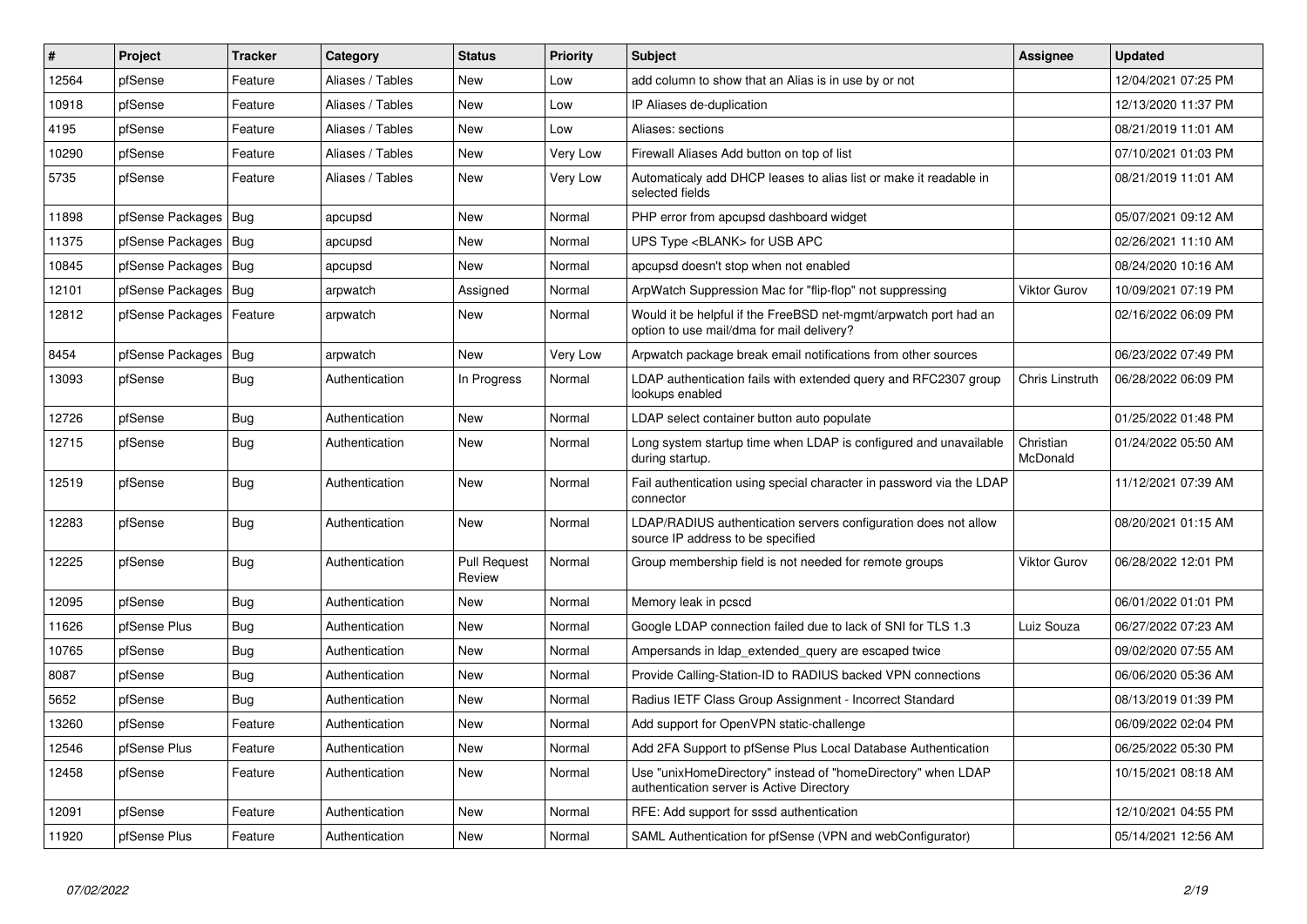| # | Project | Tracker | Category | Status | Priority | Subject | Assignee | Updated |
|---|---|---|---|---|---|---|---|---|
| 12564 | pfSense | Feature | Aliases / Tables | New | Low | add column to show that an Alias is in use by or not | | 12/04/2021 07:25 PM |
| 10918 | pfSense | Feature | Aliases / Tables | New | Low | IP Aliases de-duplication | | 12/13/2020 11:37 PM |
| 4195 | pfSense | Feature | Aliases / Tables | New | Low | Aliases: sections | | 08/21/2019 11:01 AM |
| 10290 | pfSense | Feature | Aliases / Tables | New | Very Low | Firewall Aliases Add button on top of list | | 07/10/2021 01:03 PM |
| 5735 | pfSense | Feature | Aliases / Tables | New | Very Low | Automaticaly add DHCP leases to alias list or make it readable in selected fields | | 08/21/2019 11:01 AM |
| 11898 | pfSense Packages | Bug | apcupsd | New | Normal | PHP error from apcupsd dashboard widget | | 05/07/2021 09:12 AM |
| 11375 | pfSense Packages | Bug | apcupsd | New | Normal | UPS Type <BLANK> for USB APC | | 02/26/2021 11:10 AM |
| 10845 | pfSense Packages | Bug | apcupsd | New | Normal | apcupsd doesn't stop when not enabled | | 08/24/2020 10:16 AM |
| 12101 | pfSense Packages | Bug | arpwatch | Assigned | Normal | ArpWatch Suppression Mac for "flip-flop" not suppressing | Viktor Gurov | 10/09/2021 07:19 PM |
| 12812 | pfSense Packages | Feature | arpwatch | New | Normal | Would it be helpful if the FreeBSD net-mgmt/arpwatch port had an option to use mail/dma for mail delivery? | | 02/16/2022 06:09 PM |
| 8454 | pfSense Packages | Bug | arpwatch | New | Very Low | Arpwatch package break email notifications from other sources | | 06/23/2022 07:49 PM |
| 13093 | pfSense | Bug | Authentication | In Progress | Normal | LDAP authentication fails with extended query and RFC2307 group lookups enabled | Chris Linstruth | 06/28/2022 06:09 PM |
| 12726 | pfSense | Bug | Authentication | New | Normal | LDAP select container button auto populate | | 01/25/2022 01:48 PM |
| 12715 | pfSense | Bug | Authentication | New | Normal | Long system startup time when LDAP is configured and unavailable during startup. | Christian McDonald | 01/24/2022 05:50 AM |
| 12519 | pfSense | Bug | Authentication | New | Normal | Fail authentication using special character in password via the LDAP connector | | 11/12/2021 07:39 AM |
| 12283 | pfSense | Bug | Authentication | New | Normal | LDAP/RADIUS authentication servers configuration does not allow source IP address to be specified | | 08/20/2021 01:15 AM |
| 12225 | pfSense | Bug | Authentication | Pull Request Review | Normal | Group membership field is not needed for remote groups | Viktor Gurov | 06/28/2022 12:01 PM |
| 12095 | pfSense | Bug | Authentication | New | Normal | Memory leak in pcscd | | 06/01/2022 01:01 PM |
| 11626 | pfSense Plus | Bug | Authentication | New | Normal | Google LDAP connection failed due to lack of SNI for TLS 1.3 | Luiz Souza | 06/27/2022 07:23 AM |
| 10765 | pfSense | Bug | Authentication | New | Normal | Ampersands in ldap_extended_query are escaped twice | | 09/02/2020 07:55 AM |
| 8087 | pfSense | Bug | Authentication | New | Normal | Provide Calling-Station-ID to RADIUS backed VPN connections | | 06/06/2020 05:36 AM |
| 5652 | pfSense | Bug | Authentication | New | Normal | Radius IETF Class Group Assignment - Incorrect Standard | | 08/13/2019 01:39 PM |
| 13260 | pfSense | Feature | Authentication | New | Normal | Add support for OpenVPN static-challenge | | 06/09/2022 02:04 PM |
| 12546 | pfSense Plus | Feature | Authentication | New | Normal | Add 2FA Support to pfSense Plus Local Database Authentication | | 06/25/2022 05:30 PM |
| 12458 | pfSense | Feature | Authentication | New | Normal | Use "unixHomeDirectory" instead of "homeDirectory" when LDAP authentication server is Active Directory | | 10/15/2021 08:18 AM |
| 12091 | pfSense | Feature | Authentication | New | Normal | RFE: Add support for sssd authentication | | 12/10/2021 04:55 PM |
| 11920 | pfSense Plus | Feature | Authentication | New | Normal | SAML Authentication for pfSense (VPN and webConfigurator) | | 05/14/2021 12:56 AM |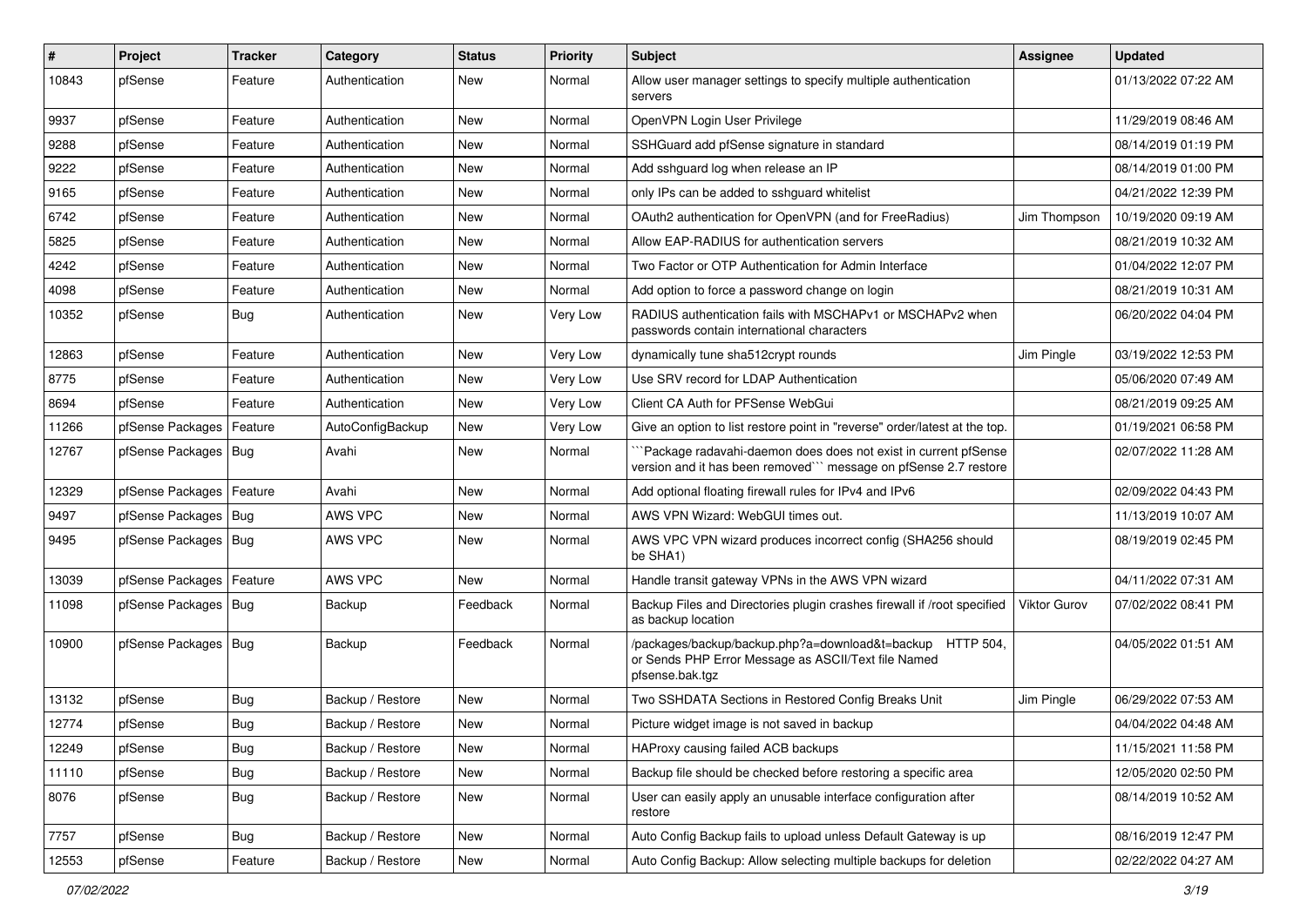| # | Project | Tracker | Category | Status | Priority | Subject | Assignee | Updated |
|---|---|---|---|---|---|---|---|---|
| 10843 | pfSense | Feature | Authentication | New | Normal | Allow user manager settings to specify multiple authentication servers | | 01/13/2022 07:22 AM |
| 9937 | pfSense | Feature | Authentication | New | Normal | OpenVPN Login User Privilege | | 11/29/2019 08:46 AM |
| 9288 | pfSense | Feature | Authentication | New | Normal | SSHGuard add pfSense signature in standard | | 08/14/2019 01:19 PM |
| 9222 | pfSense | Feature | Authentication | New | Normal | Add sshguard log when release an IP | | 08/14/2019 01:00 PM |
| 9165 | pfSense | Feature | Authentication | New | Normal | only IPs can be added to sshguard whitelist | | 04/21/2022 12:39 PM |
| 6742 | pfSense | Feature | Authentication | New | Normal | OAuth2 authentication for OpenVPN (and for FreeRadius) | Jim Thompson | 10/19/2020 09:19 AM |
| 5825 | pfSense | Feature | Authentication | New | Normal | Allow EAP-RADIUS for authentication servers | | 08/21/2019 10:32 AM |
| 4242 | pfSense | Feature | Authentication | New | Normal | Two Factor or OTP Authentication for Admin Interface | | 01/04/2022 12:07 PM |
| 4098 | pfSense | Feature | Authentication | New | Normal | Add option to force a password change on login | | 08/21/2019 10:31 AM |
| 10352 | pfSense | Bug | Authentication | New | Very Low | RADIUS authentication fails with MSCHAPv1 or MSCHAPv2 when passwords contain international characters | | 06/20/2022 04:04 PM |
| 12863 | pfSense | Feature | Authentication | New | Very Low | dynamically tune sha512crypt rounds | Jim Pingle | 03/19/2022 12:53 PM |
| 8775 | pfSense | Feature | Authentication | New | Very Low | Use SRV record for LDAP Authentication | | 05/06/2020 07:49 AM |
| 8694 | pfSense | Feature | Authentication | New | Very Low | Client CA Auth for PFSense WebGui | | 08/21/2019 09:25 AM |
| 11266 | pfSense Packages | Feature | AutoConfigBackup | New | Very Low | Give an option to list restore point in "reverse" order/latest at the top. | | 01/19/2021 06:58 PM |
| 12767 | pfSense Packages | Bug | Avahi | New | Normal | ```Package radavahi-daemon does does not exist in current pfSense version and it has been removed``` message on pfSense 2.7 restore | | 02/07/2022 11:28 AM |
| 12329 | pfSense Packages | Feature | Avahi | New | Normal | Add optional floating firewall rules for IPv4 and IPv6 | | 02/09/2022 04:43 PM |
| 9497 | pfSense Packages | Bug | AWS VPC | New | Normal | AWS VPN Wizard: WebGUI times out. | | 11/13/2019 10:07 AM |
| 9495 | pfSense Packages | Bug | AWS VPC | New | Normal | AWS VPC VPN wizard produces incorrect config (SHA256 should be SHA1) | | 08/19/2019 02:45 PM |
| 13039 | pfSense Packages | Feature | AWS VPC | New | Normal | Handle transit gateway VPNs in the AWS VPN wizard | | 04/11/2022 07:31 AM |
| 11098 | pfSense Packages | Bug | Backup | Feedback | Normal | Backup Files and Directories plugin crashes firewall if /root specified as backup location | Viktor Gurov | 07/02/2022 08:41 PM |
| 10900 | pfSense Packages | Bug | Backup | Feedback | Normal | /packages/backup/backup.php?a=download&t=backup HTTP 504, or Sends PHP Error Message as ASCII/Text file Named pfsense.bak.tgz | | 04/05/2022 01:51 AM |
| 13132 | pfSense | Bug | Backup / Restore | New | Normal | Two SSHDATA Sections in Restored Config Breaks Unit | Jim Pingle | 06/29/2022 07:53 AM |
| 12774 | pfSense | Bug | Backup / Restore | New | Normal | Picture widget image is not saved in backup | | 04/04/2022 04:48 AM |
| 12249 | pfSense | Bug | Backup / Restore | New | Normal | HAProxy causing failed ACB backups | | 11/15/2021 11:58 PM |
| 11110 | pfSense | Bug | Backup / Restore | New | Normal | Backup file should be checked before restoring a specific area | | 12/05/2020 02:50 PM |
| 8076 | pfSense | Bug | Backup / Restore | New | Normal | User can easily apply an unusable interface configuration after restore | | 08/14/2019 10:52 AM |
| 7757 | pfSense | Bug | Backup / Restore | New | Normal | Auto Config Backup fails to upload unless Default Gateway is up | | 08/16/2019 12:47 PM |
| 12553 | pfSense | Feature | Backup / Restore | New | Normal | Auto Config Backup: Allow selecting multiple backups for deletion | | 02/22/2022 04:27 AM |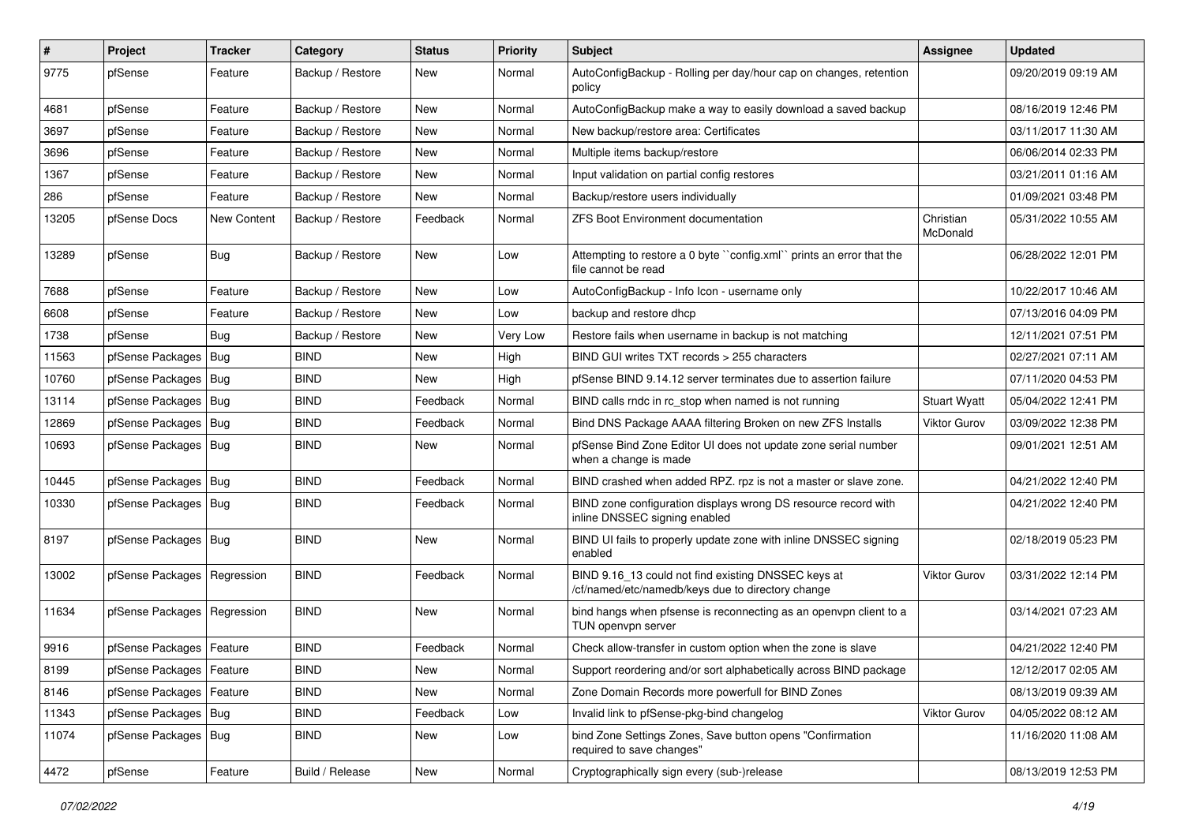| # | Project | Tracker | Category | Status | Priority | Subject | Assignee | Updated |
|---|---|---|---|---|---|---|---|---|
| 9775 | pfSense | Feature | Backup / Restore | New | Normal | AutoConfigBackup - Rolling per day/hour cap on changes, retention policy | | 09/20/2019 09:19 AM |
| 4681 | pfSense | Feature | Backup / Restore | New | Normal | AutoConfigBackup make a way to easily download a saved backup | | 08/16/2019 12:46 PM |
| 3697 | pfSense | Feature | Backup / Restore | New | Normal | New backup/restore area: Certificates | | 03/11/2017 11:30 AM |
| 3696 | pfSense | Feature | Backup / Restore | New | Normal | Multiple items backup/restore | | 06/06/2014 02:33 PM |
| 1367 | pfSense | Feature | Backup / Restore | New | Normal | Input validation on partial config restores | | 03/21/2011 01:16 AM |
| 286 | pfSense | Feature | Backup / Restore | New | Normal | Backup/restore users individually | | 01/09/2021 03:48 PM |
| 13205 | pfSense Docs | New Content | Backup / Restore | Feedback | Normal | ZFS Boot Environment documentation | Christian McDonald | 05/31/2022 10:55 AM |
| 13289 | pfSense | Bug | Backup / Restore | New | Low | Attempting to restore a 0 byte ``config.xml`` prints an error that the file cannot be read | | 06/28/2022 12:01 PM |
| 7688 | pfSense | Feature | Backup / Restore | New | Low | AutoConfigBackup - Info Icon - username only | | 10/22/2017 10:46 AM |
| 6608 | pfSense | Feature | Backup / Restore | New | Low | backup and restore dhcp | | 07/13/2016 04:09 PM |
| 1738 | pfSense | Bug | Backup / Restore | New | Very Low | Restore fails when username in backup is not matching | | 12/11/2021 07:51 PM |
| 11563 | pfSense Packages | Bug | BIND | New | High | BIND GUI writes TXT records > 255 characters | | 02/27/2021 07:11 AM |
| 10760 | pfSense Packages | Bug | BIND | New | High | pfSense BIND 9.14.12 server terminates due to assertion failure | | 07/11/2020 04:53 PM |
| 13114 | pfSense Packages | Bug | BIND | Feedback | Normal | BIND calls rndc in rc_stop when named is not running | Stuart Wyatt | 05/04/2022 12:41 PM |
| 12869 | pfSense Packages | Bug | BIND | Feedback | Normal | Bind DNS Package AAAA filtering Broken on new ZFS Installs | Viktor Gurov | 03/09/2022 12:38 PM |
| 10693 | pfSense Packages | Bug | BIND | New | Normal | pfSense Bind Zone Editor UI does not update zone serial number when a change is made | | 09/01/2021 12:51 AM |
| 10445 | pfSense Packages | Bug | BIND | Feedback | Normal | BIND crashed when added RPZ. rpz is not a master or slave zone. | | 04/21/2022 12:40 PM |
| 10330 | pfSense Packages | Bug | BIND | Feedback | Normal | BIND zone configuration displays wrong DS resource record with inline DNSSEC signing enabled | | 04/21/2022 12:40 PM |
| 8197 | pfSense Packages | Bug | BIND | New | Normal | BIND UI fails to properly update zone with inline DNSSEC signing enabled | | 02/18/2019 05:23 PM |
| 13002 | pfSense Packages | Regression | BIND | Feedback | Normal | BIND 9.16_13 could not find existing DNSSEC keys at /cf/named/etc/namedb/keys due to directory change | Viktor Gurov | 03/31/2022 12:14 PM |
| 11634 | pfSense Packages | Regression | BIND | New | Normal | bind hangs when pfsense is reconnecting as an openvpn client to a TUN openvpn server | | 03/14/2021 07:23 AM |
| 9916 | pfSense Packages | Feature | BIND | Feedback | Normal | Check allow-transfer in custom option when the zone is slave | | 04/21/2022 12:40 PM |
| 8199 | pfSense Packages | Feature | BIND | New | Normal | Support reordering and/or sort alphabetically across BIND package | | 12/12/2017 02:05 AM |
| 8146 | pfSense Packages | Feature | BIND | New | Normal | Zone Domain Records more powerfull for BIND Zones | | 08/13/2019 09:39 AM |
| 11343 | pfSense Packages | Bug | BIND | Feedback | Low | Invalid link to pfSense-pkg-bind changelog | Viktor Gurov | 04/05/2022 08:12 AM |
| 11074 | pfSense Packages | Bug | BIND | New | Low | bind Zone Settings Zones, Save button opens "Confirmation required to save changes" | | 11/16/2020 11:08 AM |
| 4472 | pfSense | Feature | Build / Release | New | Normal | Cryptographically sign every (sub-)release | | 08/13/2019 12:53 PM |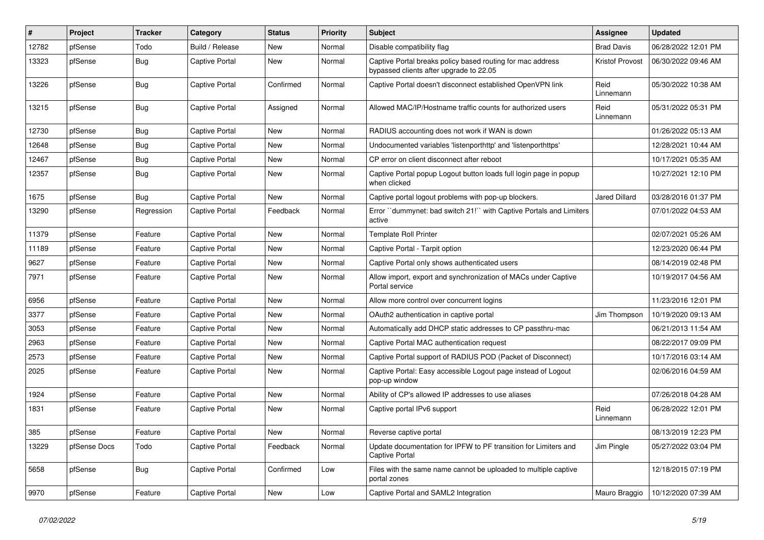| # | Project | Tracker | Category | Status | Priority | Subject | Assignee | Updated |
| --- | --- | --- | --- | --- | --- | --- | --- | --- |
| 12782 | pfSense | Todo | Build / Release | New | Normal | Disable compatibility flag | Brad Davis | 06/28/2022 12:01 PM |
| 13323 | pfSense | Bug | Captive Portal | New | Normal | Captive Portal breaks policy based routing for mac address bypassed clients after upgrade to 22.05 | Kristof Provost | 06/30/2022 09:46 AM |
| 13226 | pfSense | Bug | Captive Portal | Confirmed | Normal | Captive Portal doesn't disconnect established OpenVPN link | Reid Linnemann | 05/30/2022 10:38 AM |
| 13215 | pfSense | Bug | Captive Portal | Assigned | Normal | Allowed MAC/IP/Hostname traffic counts for authorized users | Reid Linnemann | 05/31/2022 05:31 PM |
| 12730 | pfSense | Bug | Captive Portal | New | Normal | RADIUS accounting does not work if WAN is down | | 01/26/2022 05:13 AM |
| 12648 | pfSense | Bug | Captive Portal | New | Normal | Undocumented variables 'listenporthttp' and 'listenporthttps' | | 12/28/2021 10:44 AM |
| 12467 | pfSense | Bug | Captive Portal | New | Normal | CP error on client disconnect after reboot | | 10/17/2021 05:35 AM |
| 12357 | pfSense | Bug | Captive Portal | New | Normal | Captive Portal popup Logout button loads full login page in popup when clicked | | 10/27/2021 12:10 PM |
| 1675 | pfSense | Bug | Captive Portal | New | Normal | Captive portal logout problems with pop-up blockers. | Jared Dillard | 03/28/2016 01:37 PM |
| 13290 | pfSense | Regression | Captive Portal | Feedback | Normal | Error ``dummynet: bad switch 21!`` with Captive Portals and Limiters active | | 07/01/2022 04:53 AM |
| 11379 | pfSense | Feature | Captive Portal | New | Normal | Template Roll Printer | | 02/07/2021 05:26 AM |
| 11189 | pfSense | Feature | Captive Portal | New | Normal | Captive Portal - Tarpit option | | 12/23/2020 06:44 PM |
| 9627 | pfSense | Feature | Captive Portal | New | Normal | Captive Portal only shows authenticated users | | 08/14/2019 02:48 PM |
| 7971 | pfSense | Feature | Captive Portal | New | Normal | Allow import, export and synchronization of MACs under Captive Portal service | | 10/19/2017 04:56 AM |
| 6956 | pfSense | Feature | Captive Portal | New | Normal | Allow more control over concurrent logins | | 11/23/2016 12:01 PM |
| 3377 | pfSense | Feature | Captive Portal | New | Normal | OAuth2 authentication in captive portal | Jim Thompson | 10/19/2020 09:13 AM |
| 3053 | pfSense | Feature | Captive Portal | New | Normal | Automatically add DHCP static addresses to CP passthru-mac | | 06/21/2013 11:54 AM |
| 2963 | pfSense | Feature | Captive Portal | New | Normal | Captive Portal MAC authentication request | | 08/22/2017 09:09 PM |
| 2573 | pfSense | Feature | Captive Portal | New | Normal | Captive Portal support of RADIUS POD (Packet of Disconnect) | | 10/17/2016 03:14 AM |
| 2025 | pfSense | Feature | Captive Portal | New | Normal | Captive Portal: Easy accessible Logout page instead of Logout pop-up window | | 02/06/2016 04:59 AM |
| 1924 | pfSense | Feature | Captive Portal | New | Normal | Ability of CP's allowed IP addresses to use aliases | | 07/26/2018 04:28 AM |
| 1831 | pfSense | Feature | Captive Portal | New | Normal | Captive portal IPv6 support | Reid Linnemann | 06/28/2022 12:01 PM |
| 385 | pfSense | Feature | Captive Portal | New | Normal | Reverse captive portal | | 08/13/2019 12:23 PM |
| 13229 | pfSense Docs | Todo | Captive Portal | Feedback | Normal | Update documentation for IPFW to PF transition for Limiters and Captive Portal | Jim Pingle | 05/27/2022 03:04 PM |
| 5658 | pfSense | Bug | Captive Portal | Confirmed | Low | Files with the same name cannot be uploaded to multiple captive portal zones | | 12/18/2015 07:19 PM |
| 9970 | pfSense | Feature | Captive Portal | New | Low | Captive Portal and SAML2 Integration | Mauro Braggio | 10/12/2020 07:39 AM |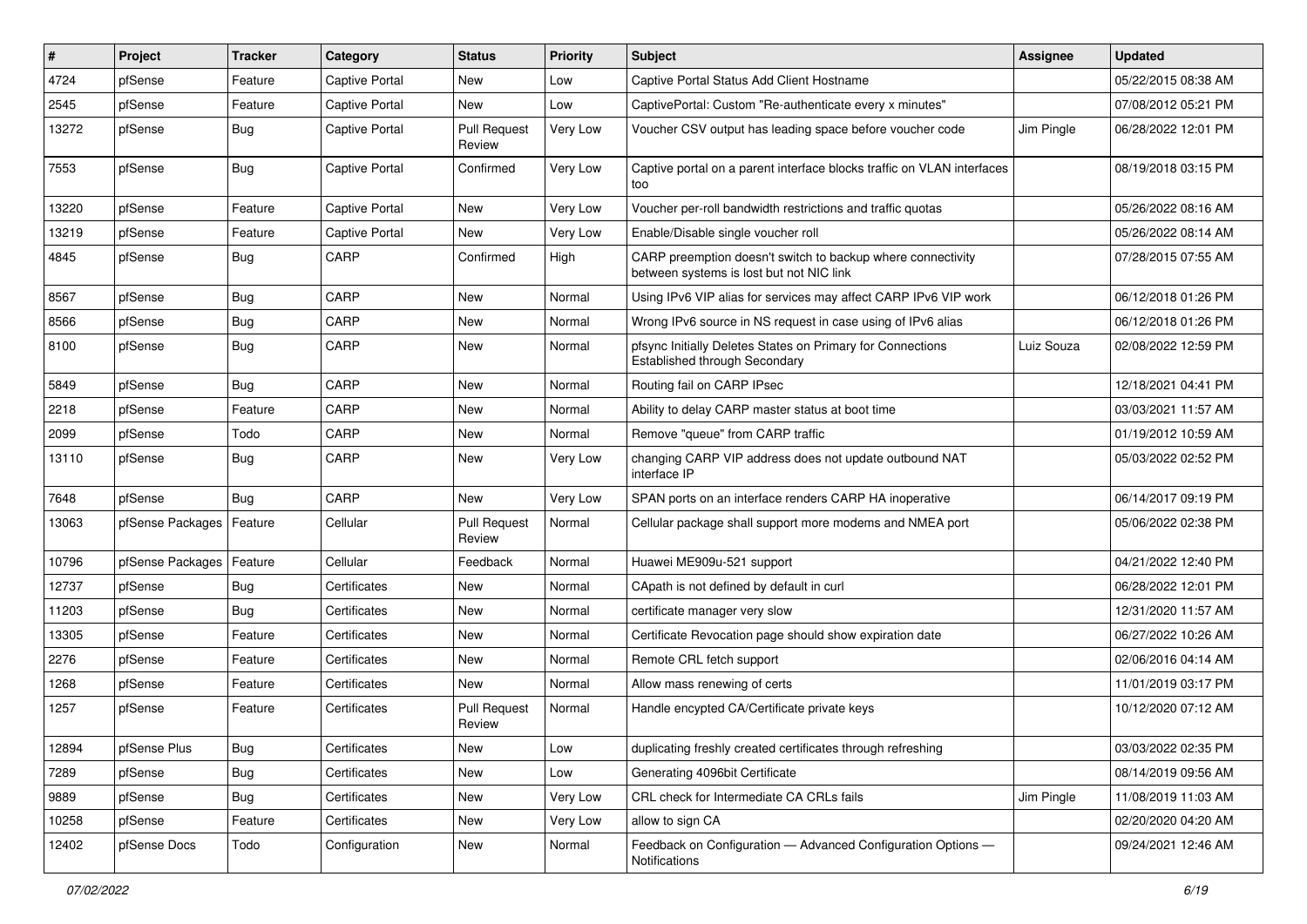| # | Project | Tracker | Category | Status | Priority | Subject | Assignee | Updated |
|---|---|---|---|---|---|---|---|---|
| 4724 | pfSense | Feature | Captive Portal | New | Low | Captive Portal Status Add Client Hostname | | 05/22/2015 08:38 AM |
| 2545 | pfSense | Feature | Captive Portal | New | Low | CaptivePortal: Custom "Re-authenticate every x minutes" | | 07/08/2012 05:21 PM |
| 13272 | pfSense | Bug | Captive Portal | Pull Request Review | Very Low | Voucher CSV output has leading space before voucher code | Jim Pingle | 06/28/2022 12:01 PM |
| 7553 | pfSense | Bug | Captive Portal | Confirmed | Very Low | Captive portal on a parent interface blocks traffic on VLAN interfaces too | | 08/19/2018 03:15 PM |
| 13220 | pfSense | Feature | Captive Portal | New | Very Low | Voucher per-roll bandwidth restrictions and traffic quotas | | 05/26/2022 08:16 AM |
| 13219 | pfSense | Feature | Captive Portal | New | Very Low | Enable/Disable single voucher roll | | 05/26/2022 08:14 AM |
| 4845 | pfSense | Bug | CARP | Confirmed | High | CARP preemption doesn't switch to backup where connectivity between systems is lost but not NIC link | | 07/28/2015 07:55 AM |
| 8567 | pfSense | Bug | CARP | New | Normal | Using IPv6 VIP alias for services may affect CARP IPv6 VIP work | | 06/12/2018 01:26 PM |
| 8566 | pfSense | Bug | CARP | New | Normal | Wrong IPv6 source in NS request in case using of IPv6 alias | | 06/12/2018 01:26 PM |
| 8100 | pfSense | Bug | CARP | New | Normal | pfsync Initially Deletes States on Primary for Connections Established through Secondary | Luiz Souza | 02/08/2022 12:59 PM |
| 5849 | pfSense | Bug | CARP | New | Normal | Routing fail on CARP IPsec | | 12/18/2021 04:41 PM |
| 2218 | pfSense | Feature | CARP | New | Normal | Ability to delay CARP master status at boot time | | 03/03/2021 11:57 AM |
| 2099 | pfSense | Todo | CARP | New | Normal | Remove "queue" from CARP traffic | | 01/19/2012 10:59 AM |
| 13110 | pfSense | Bug | CARP | New | Very Low | changing CARP VIP address does not update outbound NAT interface IP | | 05/03/2022 02:52 PM |
| 7648 | pfSense | Bug | CARP | New | Very Low | SPAN ports on an interface renders CARP HA inoperative | | 06/14/2017 09:19 PM |
| 13063 | pfSense Packages | Feature | Cellular | Pull Request Review | Normal | Cellular package shall support more modems and NMEA port | | 05/06/2022 02:38 PM |
| 10796 | pfSense Packages | Feature | Cellular | Feedback | Normal | Huawei ME909u-521 support | | 04/21/2022 12:40 PM |
| 12737 | pfSense | Bug | Certificates | New | Normal | CApath is not defined by default in curl | | 06/28/2022 12:01 PM |
| 11203 | pfSense | Bug | Certificates | New | Normal | certificate manager very slow | | 12/31/2020 11:57 AM |
| 13305 | pfSense | Feature | Certificates | New | Normal | Certificate Revocation page should show expiration date | | 06/27/2022 10:26 AM |
| 2276 | pfSense | Feature | Certificates | New | Normal | Remote CRL fetch support | | 02/06/2016 04:14 AM |
| 1268 | pfSense | Feature | Certificates | New | Normal | Allow mass renewing of certs | | 11/01/2019 03:17 PM |
| 1257 | pfSense | Feature | Certificates | Pull Request Review | Normal | Handle encypted CA/Certificate private keys | | 10/12/2020 07:12 AM |
| 12894 | pfSense Plus | Bug | Certificates | New | Low | duplicating freshly created certificates through refreshing | | 03/03/2022 02:35 PM |
| 7289 | pfSense | Bug | Certificates | New | Low | Generating 4096bit Certificate | | 08/14/2019 09:56 AM |
| 9889 | pfSense | Bug | Certificates | New | Very Low | CRL check for Intermediate CA CRLs fails | Jim Pingle | 11/08/2019 11:03 AM |
| 10258 | pfSense | Feature | Certificates | New | Very Low | allow to sign CA | | 02/20/2020 04:20 AM |
| 12402 | pfSense Docs | Todo | Configuration | New | Normal | Feedback on Configuration — Advanced Configuration Options — Notifications | | 09/24/2021 12:46 AM |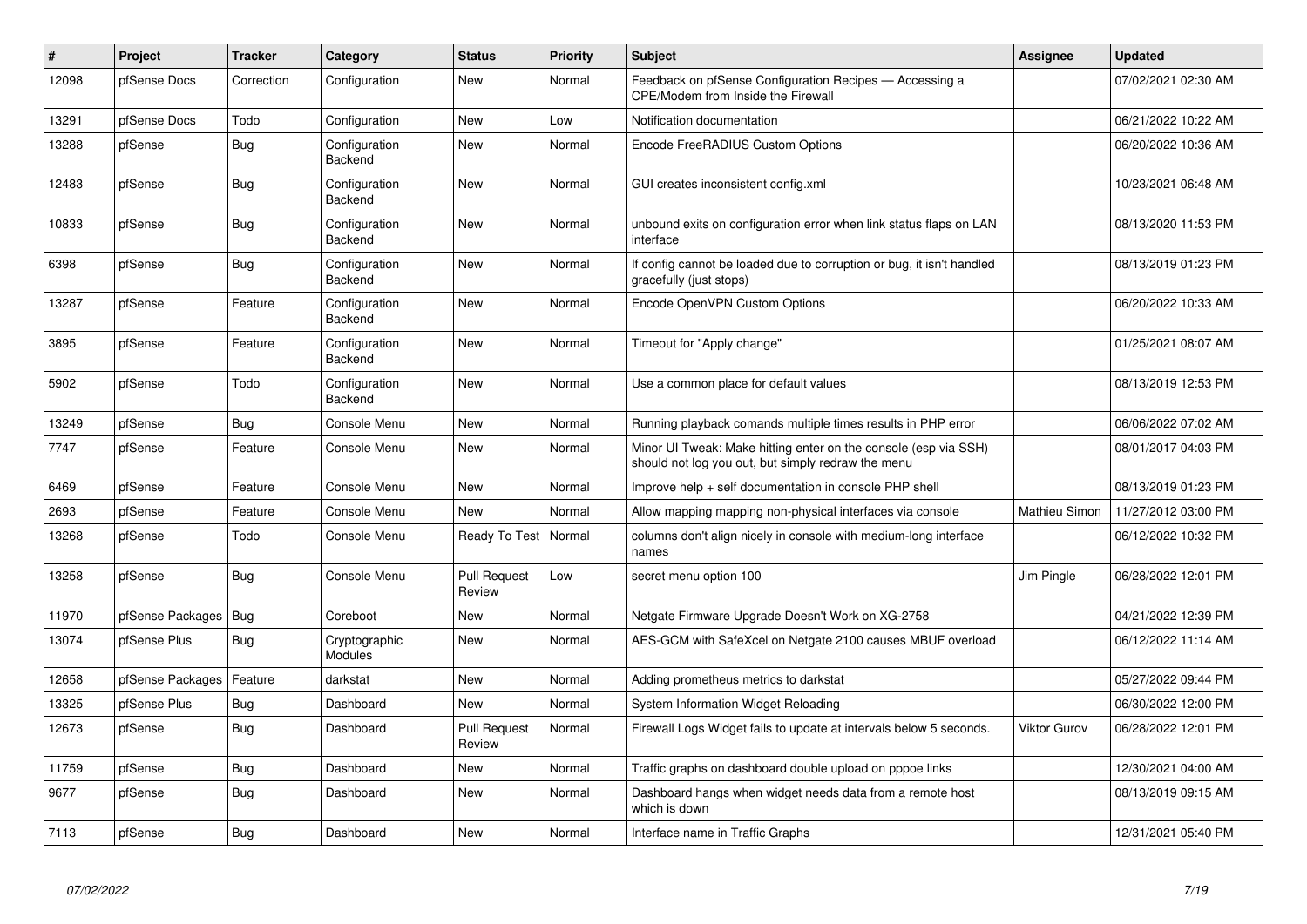| # | Project | Tracker | Category | Status | Priority | Subject | Assignee | Updated |
|---|---|---|---|---|---|---|---|---|
| 12098 | pfSense Docs | Correction | Configuration | New | Normal | Feedback on pfSense Configuration Recipes — Accessing a CPE/Modem from Inside the Firewall | | 07/02/2021 02:30 AM |
| 13291 | pfSense Docs | Todo | Configuration | New | Low | Notification documentation | | 06/21/2022 10:22 AM |
| 13288 | pfSense | Bug | Configuration Backend | New | Normal | Encode FreeRADIUS Custom Options | | 06/20/2022 10:36 AM |
| 12483 | pfSense | Bug | Configuration Backend | New | Normal | GUI creates inconsistent config.xml | | 10/23/2021 06:48 AM |
| 10833 | pfSense | Bug | Configuration Backend | New | Normal | unbound exits on configuration error when link status flaps on LAN interface | | 08/13/2020 11:53 PM |
| 6398 | pfSense | Bug | Configuration Backend | New | Normal | If config cannot be loaded due to corruption or bug, it isn't handled gracefully (just stops) | | 08/13/2019 01:23 PM |
| 13287 | pfSense | Feature | Configuration Backend | New | Normal | Encode OpenVPN Custom Options | | 06/20/2022 10:33 AM |
| 3895 | pfSense | Feature | Configuration Backend | New | Normal | Timeout for "Apply change" | | 01/25/2021 08:07 AM |
| 5902 | pfSense | Todo | Configuration Backend | New | Normal | Use a common place for default values | | 08/13/2019 12:53 PM |
| 13249 | pfSense | Bug | Console Menu | New | Normal | Running playback comands multiple times results in PHP error | | 06/06/2022 07:02 AM |
| 7747 | pfSense | Feature | Console Menu | New | Normal | Minor UI Tweak: Make hitting enter on the console (esp via SSH) should not log you out, but simply redraw the menu | | 08/01/2017 04:03 PM |
| 6469 | pfSense | Feature | Console Menu | New | Normal | Improve help + self documentation in console PHP shell | | 08/13/2019 01:23 PM |
| 2693 | pfSense | Feature | Console Menu | New | Normal | Allow mapping mapping non-physical interfaces via console | Mathieu Simon | 11/27/2012 03:00 PM |
| 13268 | pfSense | Todo | Console Menu | Ready To Test | Normal | columns don't align nicely in console with medium-long interface names | | 06/12/2022 10:32 PM |
| 13258 | pfSense | Bug | Console Menu | Pull Request Review | Low | secret menu option 100 | Jim Pingle | 06/28/2022 12:01 PM |
| 11970 | pfSense Packages | Bug | Coreboot | New | Normal | Netgate Firmware Upgrade Doesn't Work on XG-2758 | | 04/21/2022 12:39 PM |
| 13074 | pfSense Plus | Bug | Cryptographic Modules | New | Normal | AES-GCM with SafeXcel on Netgate 2100 causes MBUF overload | | 06/12/2022 11:14 AM |
| 12658 | pfSense Packages | Feature | darkstat | New | Normal | Adding prometheus metrics to darkstat | | 05/27/2022 09:44 PM |
| 13325 | pfSense Plus | Bug | Dashboard | New | Normal | System Information Widget Reloading | | 06/30/2022 12:00 PM |
| 12673 | pfSense | Bug | Dashboard | Pull Request Review | Normal | Firewall Logs Widget fails to update at intervals below 5 seconds. | Viktor Gurov | 06/28/2022 12:01 PM |
| 11759 | pfSense | Bug | Dashboard | New | Normal | Traffic graphs on dashboard double upload on pppoe links | | 12/30/2021 04:00 AM |
| 9677 | pfSense | Bug | Dashboard | New | Normal | Dashboard hangs when widget needs data from a remote host which is down | | 08/13/2019 09:15 AM |
| 7113 | pfSense | Bug | Dashboard | New | Normal | Interface name in Traffic Graphs | | 12/31/2021 05:40 PM |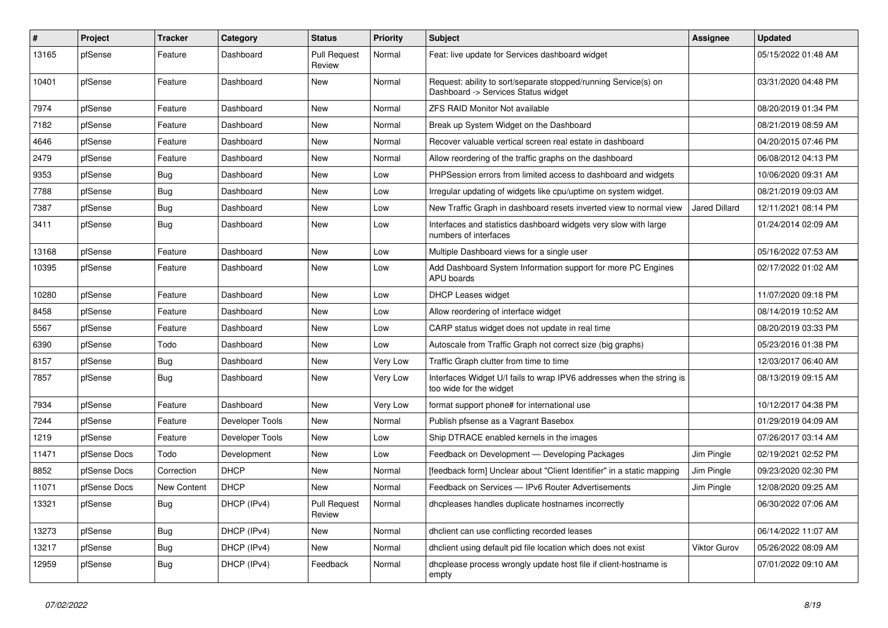| # | Project | Tracker | Category | Status | Priority | Subject | Assignee | Updated |
|---|---|---|---|---|---|---|---|---|
| 13165 | pfSense | Feature | Dashboard | Pull Request Review | Normal | Feat: live update for Services dashboard widget | | 05/15/2022 01:48 AM |
| 10401 | pfSense | Feature | Dashboard | New | Normal | Request: ability to sort/separate stopped/running Service(s) on Dashboard -> Services Status widget | | 03/31/2020 04:48 PM |
| 7974 | pfSense | Feature | Dashboard | New | Normal | ZFS RAID Monitor Not available | | 08/20/2019 01:34 PM |
| 7182 | pfSense | Feature | Dashboard | New | Normal | Break up System Widget on the Dashboard | | 08/21/2019 08:59 AM |
| 4646 | pfSense | Feature | Dashboard | New | Normal | Recover valuable vertical screen real estate in dashboard | | 04/20/2015 07:46 PM |
| 2479 | pfSense | Feature | Dashboard | New | Normal | Allow reordering of the traffic graphs on the dashboard | | 06/08/2012 04:13 PM |
| 9353 | pfSense | Bug | Dashboard | New | Low | PHPSession errors from limited access to dashboard and widgets | | 10/06/2020 09:31 AM |
| 7788 | pfSense | Bug | Dashboard | New | Low | Irregular updating of widgets like cpu/uptime on system widget. | | 08/21/2019 09:03 AM |
| 7387 | pfSense | Bug | Dashboard | New | Low | New Traffic Graph in dashboard resets inverted view to normal view | Jared Dillard | 12/11/2021 08:14 PM |
| 3411 | pfSense | Bug | Dashboard | New | Low | Interfaces and statistics dashboard widgets very slow with large numbers of interfaces | | 01/24/2014 02:09 AM |
| 13168 | pfSense | Feature | Dashboard | New | Low | Multiple Dashboard views for a single user | | 05/16/2022 07:53 AM |
| 10395 | pfSense | Feature | Dashboard | New | Low | Add Dashboard System Information support for more PC Engines APU boards | | 02/17/2022 01:02 AM |
| 10280 | pfSense | Feature | Dashboard | New | Low | DHCP Leases widget | | 11/07/2020 09:18 PM |
| 8458 | pfSense | Feature | Dashboard | New | Low | Allow reordering of interface widget | | 08/14/2019 10:52 AM |
| 5567 | pfSense | Feature | Dashboard | New | Low | CARP status widget does not update in real time | | 08/20/2019 03:33 PM |
| 6390 | pfSense | Todo | Dashboard | New | Low | Autoscale from Traffic Graph not correct size (big graphs) | | 05/23/2016 01:38 PM |
| 8157 | pfSense | Bug | Dashboard | New | Very Low | Traffic Graph clutter from time to time | | 12/03/2017 06:40 AM |
| 7857 | pfSense | Bug | Dashboard | New | Very Low | Interfaces Widget U/I fails to wrap IPV6 addresses when the string is too wide for the widget | | 08/13/2019 09:15 AM |
| 7934 | pfSense | Feature | Dashboard | New | Very Low | format support phone# for international use | | 10/12/2017 04:38 PM |
| 7244 | pfSense | Feature | Developer Tools | New | Normal | Publish pfsense as a Vagrant Basebox | | 01/29/2019 04:09 AM |
| 1219 | pfSense | Feature | Developer Tools | New | Low | Ship DTRACE enabled kernels in the images | | 07/26/2017 03:14 AM |
| 11471 | pfSense Docs | Todo | Development | New | Low | Feedback on Development — Developing Packages | Jim Pingle | 02/19/2021 02:52 PM |
| 8852 | pfSense Docs | Correction | DHCP | New | Normal | [feedback form] Unclear about "Client Identifier" in a static mapping | Jim Pingle | 09/23/2020 02:30 PM |
| 11071 | pfSense Docs | New Content | DHCP | New | Normal | Feedback on Services — IPv6 Router Advertisements | Jim Pingle | 12/08/2020 09:25 AM |
| 13321 | pfSense | Bug | DHCP (IPv4) | Pull Request Review | Normal | dhcpleases handles duplicate hostnames incorrectly | | 06/30/2022 07:06 AM |
| 13273 | pfSense | Bug | DHCP (IPv4) | New | Normal | dhclient can use conflicting recorded leases | | 06/14/2022 11:07 AM |
| 13217 | pfSense | Bug | DHCP (IPv4) | New | Normal | dhclient using default pid file location which does not exist | Viktor Gurov | 05/26/2022 08:09 AM |
| 12959 | pfSense | Bug | DHCP (IPv4) | Feedback | Normal | dhcplease process wrongly update host file if client-hostname is empty | | 07/01/2022 09:10 AM |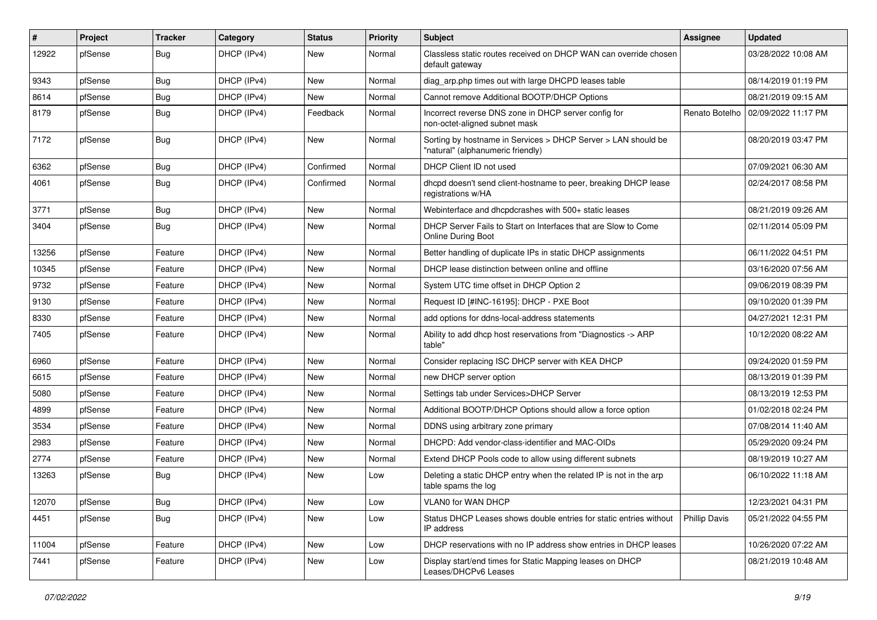| # | Project | Tracker | Category | Status | Priority | Subject | Assignee | Updated |
|---|---|---|---|---|---|---|---|---|
| 12922 | pfSense | Bug | DHCP (IPv4) | New | Normal | Classless static routes received on DHCP WAN can override chosen default gateway | | 03/28/2022 10:08 AM |
| 9343 | pfSense | Bug | DHCP (IPv4) | New | Normal | diag_arp.php times out with large DHCPD leases table | | 08/14/2019 01:19 PM |
| 8614 | pfSense | Bug | DHCP (IPv4) | New | Normal | Cannot remove Additional BOOTP/DHCP Options | | 08/21/2019 09:15 AM |
| 8179 | pfSense | Bug | DHCP (IPv4) | Feedback | Normal | Incorrect reverse DNS zone in DHCP server config for non-octet-aligned subnet mask | Renato Botelho | 02/09/2022 11:17 PM |
| 7172 | pfSense | Bug | DHCP (IPv4) | New | Normal | Sorting by hostname in Services > DHCP Server > LAN should be "natural" (alphanumeric friendly) | | 08/20/2019 03:47 PM |
| 6362 | pfSense | Bug | DHCP (IPv4) | Confirmed | Normal | DHCP Client ID not used | | 07/09/2021 06:30 AM |
| 4061 | pfSense | Bug | DHCP (IPv4) | Confirmed | Normal | dhcpd doesn't send client-hostname to peer, breaking DHCP lease registrations w/HA | | 02/24/2017 08:58 PM |
| 3771 | pfSense | Bug | DHCP (IPv4) | New | Normal | Webinterface and dhcpdcrashes with 500+ static leases | | 08/21/2019 09:26 AM |
| 3404 | pfSense | Bug | DHCP (IPv4) | New | Normal | DHCP Server Fails to Start on Interfaces that are Slow to Come Online During Boot | | 02/11/2014 05:09 PM |
| 13256 | pfSense | Feature | DHCP (IPv4) | New | Normal | Better handling of duplicate IPs in static DHCP assignments | | 06/11/2022 04:51 PM |
| 10345 | pfSense | Feature | DHCP (IPv4) | New | Normal | DHCP lease distinction between online and offline | | 03/16/2020 07:56 AM |
| 9732 | pfSense | Feature | DHCP (IPv4) | New | Normal | System UTC time offset in DHCP Option 2 | | 09/06/2019 08:39 PM |
| 9130 | pfSense | Feature | DHCP (IPv4) | New | Normal | Request ID [#INC-16195]: DHCP - PXE Boot | | 09/10/2020 01:39 PM |
| 8330 | pfSense | Feature | DHCP (IPv4) | New | Normal | add options for ddns-local-address statements | | 04/27/2021 12:31 PM |
| 7405 | pfSense | Feature | DHCP (IPv4) | New | Normal | Ability to add dhcp host reservations from "Diagnostics -> ARP table" | | 10/12/2020 08:22 AM |
| 6960 | pfSense | Feature | DHCP (IPv4) | New | Normal | Consider replacing ISC DHCP server with KEA DHCP | | 09/24/2020 01:59 PM |
| 6615 | pfSense | Feature | DHCP (IPv4) | New | Normal | new DHCP server option | | 08/13/2019 01:39 PM |
| 5080 | pfSense | Feature | DHCP (IPv4) | New | Normal | Settings tab under Services>DHCP Server | | 08/13/2019 12:53 PM |
| 4899 | pfSense | Feature | DHCP (IPv4) | New | Normal | Additional BOOTP/DHCP Options should allow a force option | | 01/02/2018 02:24 PM |
| 3534 | pfSense | Feature | DHCP (IPv4) | New | Normal | DDNS using arbitrary zone primary | | 07/08/2014 11:40 AM |
| 2983 | pfSense | Feature | DHCP (IPv4) | New | Normal | DHCPD: Add vendor-class-identifier and MAC-OIDs | | 05/29/2020 09:24 PM |
| 2774 | pfSense | Feature | DHCP (IPv4) | New | Normal | Extend DHCP Pools code to allow using different subnets | | 08/19/2019 10:27 AM |
| 13263 | pfSense | Bug | DHCP (IPv4) | New | Low | Deleting a static DHCP entry when the related IP is not in the arp table spams the log | | 06/10/2022 11:18 AM |
| 12070 | pfSense | Bug | DHCP (IPv4) | New | Low | VLAN0 for WAN DHCP | | 12/23/2021 04:31 PM |
| 4451 | pfSense | Bug | DHCP (IPv4) | New | Low | Status DHCP Leases shows double entries for static entries without IP address | Phillip Davis | 05/21/2022 04:55 PM |
| 11004 | pfSense | Feature | DHCP (IPv4) | New | Low | DHCP reservations with no IP address show entries in DHCP leases | | 10/26/2020 07:22 AM |
| 7441 | pfSense | Feature | DHCP (IPv4) | New | Low | Display start/end times for Static Mapping leases on DHCP Leases/DHCPv6 Leases | | 08/21/2019 10:48 AM |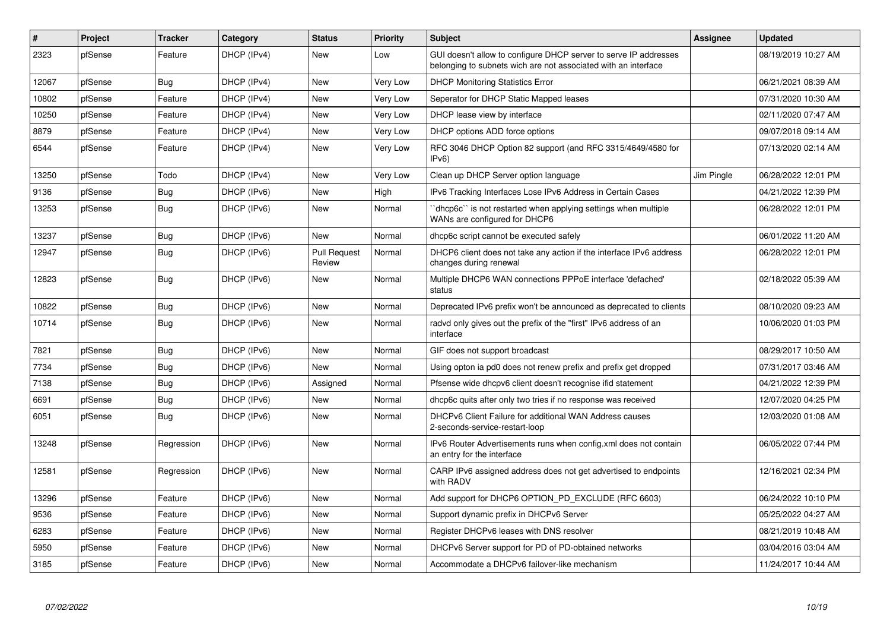| # | Project | Tracker | Category | Status | Priority | Subject | Assignee | Updated |
|---|---|---|---|---|---|---|---|---|
| 2323 | pfSense | Feature | DHCP (IPv4) | New | Low | GUI doesn't allow to configure DHCP server to serve IP addresses belonging to subnets wich are not associated with an interface | | 08/19/2019 10:27 AM |
| 12067 | pfSense | Bug | DHCP (IPv4) | New | Very Low | DHCP Monitoring Statistics Error | | 06/21/2021 08:39 AM |
| 10802 | pfSense | Feature | DHCP (IPv4) | New | Very Low | Seperator for DHCP Static Mapped leases | | 07/31/2020 10:30 AM |
| 10250 | pfSense | Feature | DHCP (IPv4) | New | Very Low | DHCP lease view by interface | | 02/11/2020 07:47 AM |
| 8879 | pfSense | Feature | DHCP (IPv4) | New | Very Low | DHCP options ADD force options | | 09/07/2018 09:14 AM |
| 6544 | pfSense | Feature | DHCP (IPv4) | New | Very Low | RFC 3046 DHCP Option 82 support (and RFC 3315/4649/4580 for IPv6) | | 07/13/2020 02:14 AM |
| 13250 | pfSense | Todo | DHCP (IPv4) | New | Very Low | Clean up DHCP Server option language | Jim Pingle | 06/28/2022 12:01 PM |
| 9136 | pfSense | Bug | DHCP (IPv6) | New | High | IPv6 Tracking Interfaces Lose IPv6 Address in Certain Cases | | 04/21/2022 12:39 PM |
| 13253 | pfSense | Bug | DHCP (IPv6) | New | Normal | ``dhcp6c`` is not restarted when applying settings when multiple WANs are configured for DHCP6 | | 06/28/2022 12:01 PM |
| 13237 | pfSense | Bug | DHCP (IPv6) | New | Normal | dhcp6c script cannot be executed safely | | 06/01/2022 11:20 AM |
| 12947 | pfSense | Bug | DHCP (IPv6) | Pull Request Review | Normal | DHCP6 client does not take any action if the interface IPv6 address changes during renewal | | 06/28/2022 12:01 PM |
| 12823 | pfSense | Bug | DHCP (IPv6) | New | Normal | Multiple DHCP6 WAN connections PPPoE interface 'defached' status | | 02/18/2022 05:39 AM |
| 10822 | pfSense | Bug | DHCP (IPv6) | New | Normal | Deprecated IPv6 prefix won't be announced as deprecated to clients | | 08/10/2020 09:23 AM |
| 10714 | pfSense | Bug | DHCP (IPv6) | New | Normal | radvd only gives out the prefix of the "first" IPv6 address of an interface | | 10/06/2020 01:03 PM |
| 7821 | pfSense | Bug | DHCP (IPv6) | New | Normal | GIF does not support broadcast | | 08/29/2017 10:50 AM |
| 7734 | pfSense | Bug | DHCP (IPv6) | New | Normal | Using opton ia pd0 does not renew prefix and prefix get dropped | | 07/31/2017 03:46 AM |
| 7138 | pfSense | Bug | DHCP (IPv6) | Assigned | Normal | Pfsense wide dhcpv6 client doesn't recognise ifid statement | | 04/21/2022 12:39 PM |
| 6691 | pfSense | Bug | DHCP (IPv6) | New | Normal | dhcp6c quits after only two tries if no response was received | | 12/07/2020 04:25 PM |
| 6051 | pfSense | Bug | DHCP (IPv6) | New | Normal | DHCPv6 Client Failure for additional WAN Address causes 2-seconds-service-restart-loop | | 12/03/2020 01:08 AM |
| 13248 | pfSense | Regression | DHCP (IPv6) | New | Normal | IPv6 Router Advertisements runs when config.xml does not contain an entry for the interface | | 06/05/2022 07:44 PM |
| 12581 | pfSense | Regression | DHCP (IPv6) | New | Normal | CARP IPv6 assigned address does not get advertised to endpoints with RADV | | 12/16/2021 02:34 PM |
| 13296 | pfSense | Feature | DHCP (IPv6) | New | Normal | Add support for DHCP6 OPTION_PD_EXCLUDE (RFC 6603) | | 06/24/2022 10:10 PM |
| 9536 | pfSense | Feature | DHCP (IPv6) | New | Normal | Support dynamic prefix in DHCPv6 Server | | 05/25/2022 04:27 AM |
| 6283 | pfSense | Feature | DHCP (IPv6) | New | Normal | Register DHCPv6 leases with DNS resolver | | 08/21/2019 10:48 AM |
| 5950 | pfSense | Feature | DHCP (IPv6) | New | Normal | DHCPv6 Server support for PD of PD-obtained networks | | 03/04/2016 03:04 AM |
| 3185 | pfSense | Feature | DHCP (IPv6) | New | Normal | Accommodate a DHCPv6 failover-like mechanism | | 11/24/2017 10:44 AM |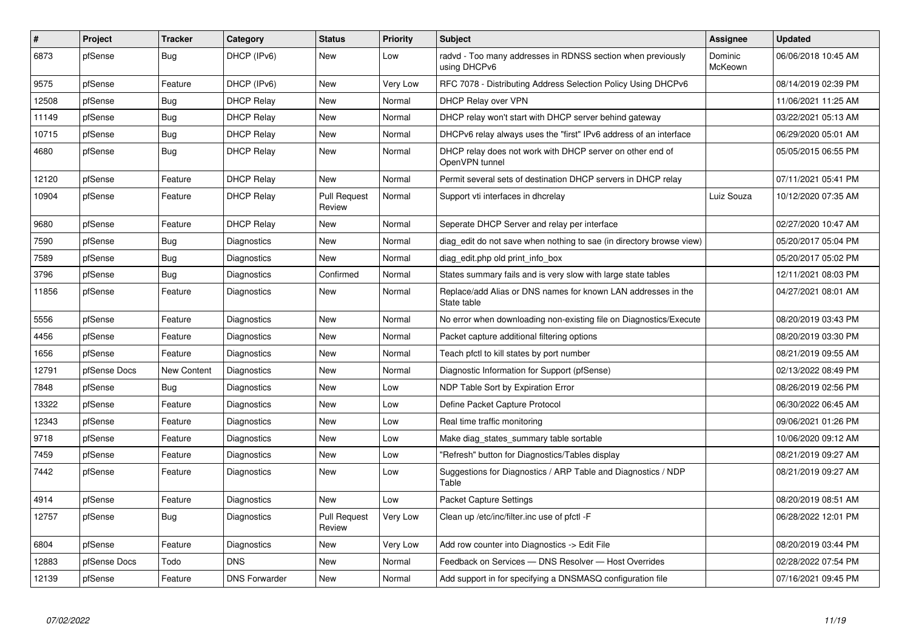| # | Project | Tracker | Category | Status | Priority | Subject | Assignee | Updated |
|---|---|---|---|---|---|---|---|---|
| 6873 | pfSense | Bug | DHCP (IPv6) | New | Low | radvd - Too many addresses in RDNSS section when previously using DHCPv6 | Dominic McKeown | 06/06/2018 10:45 AM |
| 9575 | pfSense | Feature | DHCP (IPv6) | New | Very Low | RFC 7078 - Distributing Address Selection Policy Using DHCPv6 | | 08/14/2019 02:39 PM |
| 12508 | pfSense | Bug | DHCP Relay | New | Normal | DHCP Relay over VPN | | 11/06/2021 11:25 AM |
| 11149 | pfSense | Bug | DHCP Relay | New | Normal | DHCP relay won't start with DHCP server behind gateway | | 03/22/2021 05:13 AM |
| 10715 | pfSense | Bug | DHCP Relay | New | Normal | DHCPv6 relay always uses the "first" IPv6 address of an interface | | 06/29/2020 05:01 AM |
| 4680 | pfSense | Bug | DHCP Relay | New | Normal | DHCP relay does not work with DHCP server on other end of OpenVPN tunnel | | 05/05/2015 06:55 PM |
| 12120 | pfSense | Feature | DHCP Relay | New | Normal | Permit several sets of destination DHCP servers in DHCP relay | | 07/11/2021 05:41 PM |
| 10904 | pfSense | Feature | DHCP Relay | Pull Request Review | Normal | Support vti interfaces in dhcrelay | Luiz Souza | 10/12/2020 07:35 AM |
| 9680 | pfSense | Feature | DHCP Relay | New | Normal | Seperate DHCP Server and relay per interface | | 02/27/2020 10:47 AM |
| 7590 | pfSense | Bug | Diagnostics | New | Normal | diag_edit do not save when nothing to sae (in directory browse view) | | 05/20/2017 05:04 PM |
| 7589 | pfSense | Bug | Diagnostics | New | Normal | diag_edit.php old print_info_box | | 05/20/2017 05:02 PM |
| 3796 | pfSense | Bug | Diagnostics | Confirmed | Normal | States summary fails and is very slow with large state tables | | 12/11/2021 08:03 PM |
| 11856 | pfSense | Feature | Diagnostics | New | Normal | Replace/add Alias or DNS names for known LAN addresses in the State table | | 04/27/2021 08:01 AM |
| 5556 | pfSense | Feature | Diagnostics | New | Normal | No error when downloading non-existing file on Diagnostics/Execute | | 08/20/2019 03:43 PM |
| 4456 | pfSense | Feature | Diagnostics | New | Normal | Packet capture additional filtering options | | 08/20/2019 03:30 PM |
| 1656 | pfSense | Feature | Diagnostics | New | Normal | Teach pfctl to kill states by port number | | 08/21/2019 09:55 AM |
| 12791 | pfSense Docs | New Content | Diagnostics | New | Normal | Diagnostic Information for Support (pfSense) | | 02/13/2022 08:49 PM |
| 7848 | pfSense | Bug | Diagnostics | New | Low | NDP Table Sort by Expiration Error | | 08/26/2019 02:56 PM |
| 13322 | pfSense | Feature | Diagnostics | New | Low | Define Packet Capture Protocol | | 06/30/2022 06:45 AM |
| 12343 | pfSense | Feature | Diagnostics | New | Low | Real time traffic monitoring | | 09/06/2021 01:26 PM |
| 9718 | pfSense | Feature | Diagnostics | New | Low | Make diag_states_summary table sortable | | 10/06/2020 09:12 AM |
| 7459 | pfSense | Feature | Diagnostics | New | Low | "Refresh" button for Diagnostics/Tables display | | 08/21/2019 09:27 AM |
| 7442 | pfSense | Feature | Diagnostics | New | Low | Suggestions for Diagnostics / ARP Table and Diagnostics / NDP Table | | 08/21/2019 09:27 AM |
| 4914 | pfSense | Feature | Diagnostics | New | Low | Packet Capture Settings | | 08/20/2019 08:51 AM |
| 12757 | pfSense | Bug | Diagnostics | Pull Request Review | Very Low | Clean up /etc/inc/filter.inc use of pfctl -F | | 06/28/2022 12:01 PM |
| 6804 | pfSense | Feature | Diagnostics | New | Very Low | Add row counter into Diagnostics -> Edit File | | 08/20/2019 03:44 PM |
| 12883 | pfSense Docs | Todo | DNS | New | Normal | Feedback on Services — DNS Resolver — Host Overrides | | 02/28/2022 07:54 PM |
| 12139 | pfSense | Feature | DNS Forwarder | New | Normal | Add support in for specifying a DNSMASQ configuration file | | 07/16/2021 09:45 PM |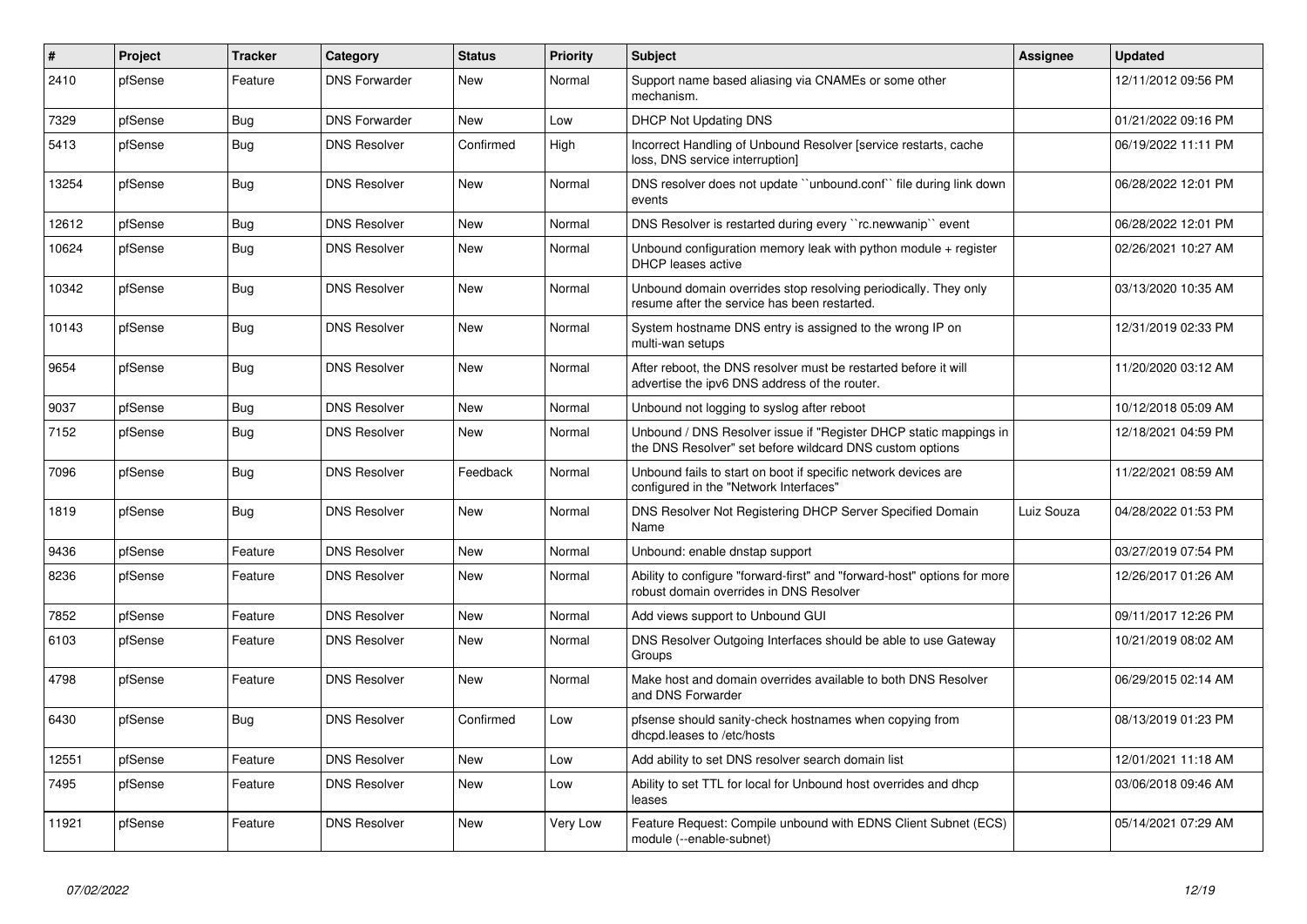| # | Project | Tracker | Category | Status | Priority | Subject | Assignee | Updated |
|---|---|---|---|---|---|---|---|---|
| 2410 | pfSense | Feature | DNS Forwarder | New | Normal | Support name based aliasing via CNAMEs or some other mechanism. | | 12/11/2012 09:56 PM |
| 7329 | pfSense | Bug | DNS Forwarder | New | Low | DHCP Not Updating DNS | | 01/21/2022 09:16 PM |
| 5413 | pfSense | Bug | DNS Resolver | Confirmed | High | Incorrect Handling of Unbound Resolver [service restarts, cache loss, DNS service interruption] | | 06/19/2022 11:11 PM |
| 13254 | pfSense | Bug | DNS Resolver | New | Normal | DNS resolver does not update ``unbound.conf`` file during link down events | | 06/28/2022 12:01 PM |
| 12612 | pfSense | Bug | DNS Resolver | New | Normal | DNS Resolver is restarted during every ``rc.newwanip`` event | | 06/28/2022 12:01 PM |
| 10624 | pfSense | Bug | DNS Resolver | New | Normal | Unbound configuration memory leak with python module + register DHCP leases active | | 02/26/2021 10:27 AM |
| 10342 | pfSense | Bug | DNS Resolver | New | Normal | Unbound domain overrides stop resolving periodically. They only resume after the service has been restarted. | | 03/13/2020 10:35 AM |
| 10143 | pfSense | Bug | DNS Resolver | New | Normal | System hostname DNS entry is assigned to the wrong IP on multi-wan setups | | 12/31/2019 02:33 PM |
| 9654 | pfSense | Bug | DNS Resolver | New | Normal | After reboot, the DNS resolver must be restarted before it will advertise the ipv6 DNS address of the router. | | 11/20/2020 03:12 AM |
| 9037 | pfSense | Bug | DNS Resolver | New | Normal | Unbound not logging to syslog after reboot | | 10/12/2018 05:09 AM |
| 7152 | pfSense | Bug | DNS Resolver | New | Normal | Unbound / DNS Resolver issue if "Register DHCP static mappings in the DNS Resolver" set before wildcard DNS custom options | | 12/18/2021 04:59 PM |
| 7096 | pfSense | Bug | DNS Resolver | Feedback | Normal | Unbound fails to start on boot if specific network devices are configured in the "Network Interfaces" | | 11/22/2021 08:59 AM |
| 1819 | pfSense | Bug | DNS Resolver | New | Normal | DNS Resolver Not Registering DHCP Server Specified Domain Name | Luiz Souza | 04/28/2022 01:53 PM |
| 9436 | pfSense | Feature | DNS Resolver | New | Normal | Unbound: enable dnstap support | | 03/27/2019 07:54 PM |
| 8236 | pfSense | Feature | DNS Resolver | New | Normal | Ability to configure "forward-first" and "forward-host" options for more robust domain overrides in DNS Resolver | | 12/26/2017 01:26 AM |
| 7852 | pfSense | Feature | DNS Resolver | New | Normal | Add views support to Unbound GUI | | 09/11/2017 12:26 PM |
| 6103 | pfSense | Feature | DNS Resolver | New | Normal | DNS Resolver Outgoing Interfaces should be able to use Gateway Groups | | 10/21/2019 08:02 AM |
| 4798 | pfSense | Feature | DNS Resolver | New | Normal | Make host and domain overrides available to both DNS Resolver and DNS Forwarder | | 06/29/2015 02:14 AM |
| 6430 | pfSense | Bug | DNS Resolver | Confirmed | Low | pfsense should sanity-check hostnames when copying from dhcpd.leases to /etc/hosts | | 08/13/2019 01:23 PM |
| 12551 | pfSense | Feature | DNS Resolver | New | Low | Add ability to set DNS resolver search domain list | | 12/01/2021 11:18 AM |
| 7495 | pfSense | Feature | DNS Resolver | New | Low | Ability to set TTL for local for Unbound host overrides and dhcp leases | | 03/06/2018 09:46 AM |
| 11921 | pfSense | Feature | DNS Resolver | New | Very Low | Feature Request: Compile unbound with EDNS Client Subnet (ECS) module (--enable-subnet) | | 05/14/2021 07:29 AM |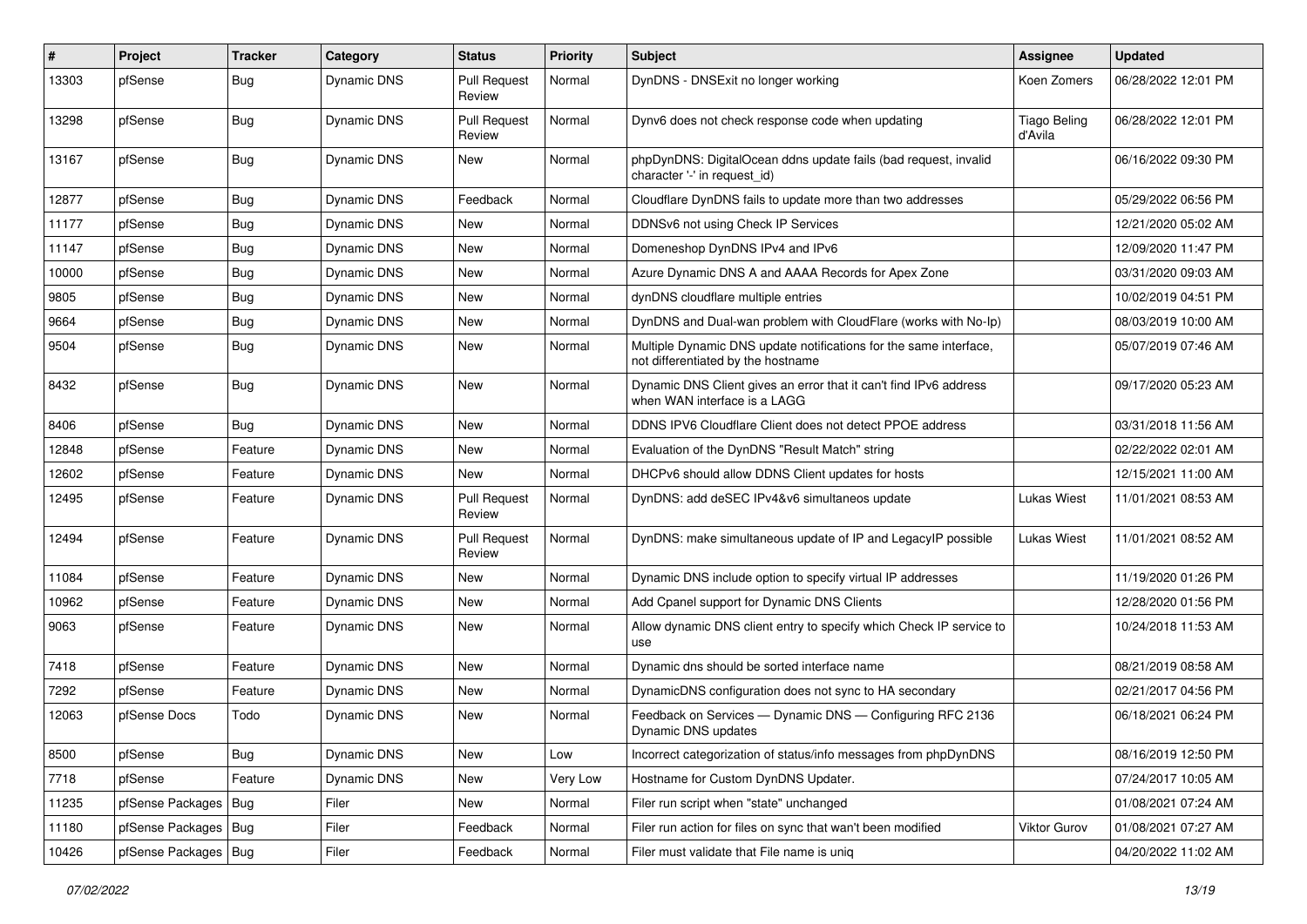| # | Project | Tracker | Category | Status | Priority | Subject | Assignee | Updated |
|---|---|---|---|---|---|---|---|---|
| 13303 | pfSense | Bug | Dynamic DNS | Pull Request Review | Normal | DynDNS - DNSExit no longer working | Koen Zomers | 06/28/2022 12:01 PM |
| 13298 | pfSense | Bug | Dynamic DNS | Pull Request Review | Normal | Dynv6 does not check response code when updating | Tiago Beling d'Avila | 06/28/2022 12:01 PM |
| 13167 | pfSense | Bug | Dynamic DNS | New | Normal | phpDynDNS: DigitalOcean ddns update fails (bad request, invalid character '-' in request_id) | | 06/16/2022 09:30 PM |
| 12877 | pfSense | Bug | Dynamic DNS | Feedback | Normal | Cloudflare DynDNS fails to update more than two addresses | | 05/29/2022 06:56 PM |
| 11177 | pfSense | Bug | Dynamic DNS | New | Normal | DDNSv6 not using Check IP Services | | 12/21/2020 05:02 AM |
| 11147 | pfSense | Bug | Dynamic DNS | New | Normal | Domeneshop DynDNS IPv4 and IPv6 | | 12/09/2020 11:47 PM |
| 10000 | pfSense | Bug | Dynamic DNS | New | Normal | Azure Dynamic DNS A and AAAA Records for Apex Zone | | 03/31/2020 09:03 AM |
| 9805 | pfSense | Bug | Dynamic DNS | New | Normal | dynDNS cloudflare multiple entries | | 10/02/2019 04:51 PM |
| 9664 | pfSense | Bug | Dynamic DNS | New | Normal | DynDNS and Dual-wan problem with CloudFlare (works with No-Ip) | | 08/03/2019 10:00 AM |
| 9504 | pfSense | Bug | Dynamic DNS | New | Normal | Multiple Dynamic DNS update notifications for the same interface, not differentiated by the hostname | | 05/07/2019 07:46 AM |
| 8432 | pfSense | Bug | Dynamic DNS | New | Normal | Dynamic DNS Client gives an error that it can't find IPv6 address when WAN interface is a LAGG | | 09/17/2020 05:23 AM |
| 8406 | pfSense | Bug | Dynamic DNS | New | Normal | DDNS IPV6 Cloudflare Client does not detect PPOE address | | 03/31/2018 11:56 AM |
| 12848 | pfSense | Feature | Dynamic DNS | New | Normal | Evaluation of the DynDNS "Result Match" string | | 02/22/2022 02:01 AM |
| 12602 | pfSense | Feature | Dynamic DNS | New | Normal | DHCPv6 should allow DDNS Client updates for hosts | | 12/15/2021 11:00 AM |
| 12495 | pfSense | Feature | Dynamic DNS | Pull Request Review | Normal | DynDNS: add deSEC IPv4&v6 simultaneos update | Lukas Wiest | 11/01/2021 08:53 AM |
| 12494 | pfSense | Feature | Dynamic DNS | Pull Request Review | Normal | DynDNS: make simultaneous update of IP and LegacyIP possible | Lukas Wiest | 11/01/2021 08:52 AM |
| 11084 | pfSense | Feature | Dynamic DNS | New | Normal | Dynamic DNS include option to specify virtual IP addresses | | 11/19/2020 01:26 PM |
| 10962 | pfSense | Feature | Dynamic DNS | New | Normal | Add Cpanel support for Dynamic DNS Clients | | 12/28/2020 01:56 PM |
| 9063 | pfSense | Feature | Dynamic DNS | New | Normal | Allow dynamic DNS client entry to specify which Check IP service to use | | 10/24/2018 11:53 AM |
| 7418 | pfSense | Feature | Dynamic DNS | New | Normal | Dynamic dns should be sorted interface name | | 08/21/2019 08:58 AM |
| 7292 | pfSense | Feature | Dynamic DNS | New | Normal | DynamicDNS configuration does not sync to HA secondary | | 02/21/2017 04:56 PM |
| 12063 | pfSense Docs | Todo | Dynamic DNS | New | Normal | Feedback on Services — Dynamic DNS — Configuring RFC 2136 Dynamic DNS updates | | 06/18/2021 06:24 PM |
| 8500 | pfSense | Bug | Dynamic DNS | New | Low | Incorrect categorization of status/info messages from phpDynDNS | | 08/16/2019 12:50 PM |
| 7718 | pfSense | Feature | Dynamic DNS | New | Very Low | Hostname for Custom DynDNS Updater. | | 07/24/2017 10:05 AM |
| 11235 | pfSense Packages | Bug | Filer | New | Normal | Filer run script when "state" unchanged | | 01/08/2021 07:24 AM |
| 11180 | pfSense Packages | Bug | Filer | Feedback | Normal | Filer run action for files on sync that wan't been modified | Viktor Gurov | 01/08/2021 07:27 AM |
| 10426 | pfSense Packages | Bug | Filer | Feedback | Normal | Filer must validate that File name is uniq | | 04/20/2022 11:02 AM |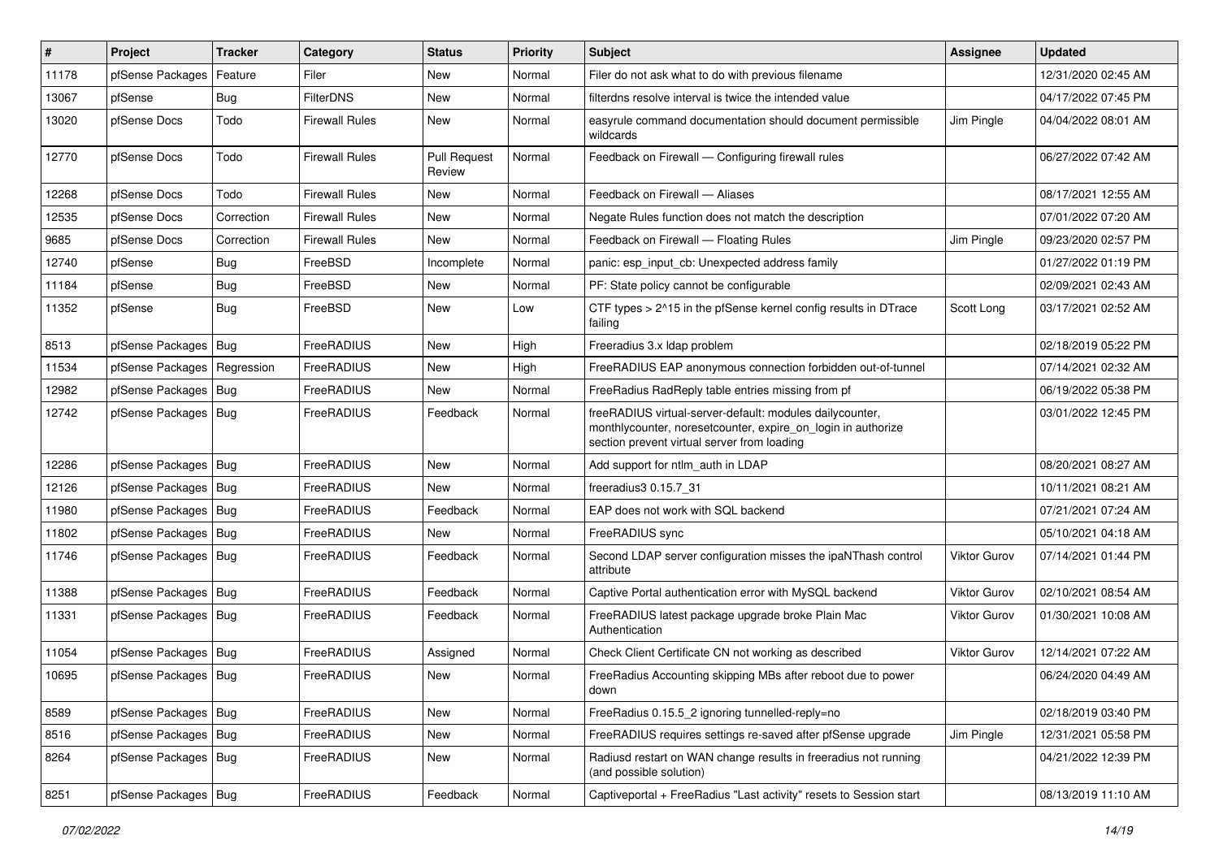| # | Project | Tracker | Category | Status | Priority | Subject | Assignee | Updated |
|---|---|---|---|---|---|---|---|---|
| 11178 | pfSense Packages | Feature | Filer | New | Normal | Filer do not ask what to do with previous filename | | 12/31/2020 02:45 AM |
| 13067 | pfSense | Bug | FilterDNS | New | Normal | filterdns resolve interval is twice the intended value | | 04/17/2022 07:45 PM |
| 13020 | pfSense Docs | Todo | Firewall Rules | New | Normal | easyrule command documentation should document permissible wildcards | Jim Pingle | 04/04/2022 08:01 AM |
| 12770 | pfSense Docs | Todo | Firewall Rules | Pull Request Review | Normal | Feedback on Firewall — Configuring firewall rules | | 06/27/2022 07:42 AM |
| 12268 | pfSense Docs | Todo | Firewall Rules | New | Normal | Feedback on Firewall — Aliases | | 08/17/2021 12:55 AM |
| 12535 | pfSense Docs | Correction | Firewall Rules | New | Normal | Negate Rules function does not match the description | | 07/01/2022 07:20 AM |
| 9685 | pfSense Docs | Correction | Firewall Rules | New | Normal | Feedback on Firewall — Floating Rules | Jim Pingle | 09/23/2020 02:57 PM |
| 12740 | pfSense | Bug | FreeBSD | Incomplete | Normal | panic: esp_input_cb: Unexpected address family | | 01/27/2022 01:19 PM |
| 11184 | pfSense | Bug | FreeBSD | New | Normal | PF: State policy cannot be configurable | | 02/09/2021 02:43 AM |
| 11352 | pfSense | Bug | FreeBSD | New | Low | CTF types > 2^15 in the pfSense kernel config results in DTrace failing | Scott Long | 03/17/2021 02:52 AM |
| 8513 | pfSense Packages | Bug | FreeRADIUS | New | High | Freeradius 3.x ldap problem | | 02/18/2019 05:22 PM |
| 11534 | pfSense Packages | Regression | FreeRADIUS | New | High | FreeRADIUS EAP anonymous connection forbidden out-of-tunnel | | 07/14/2021 02:32 AM |
| 12982 | pfSense Packages | Bug | FreeRADIUS | New | Normal | FreeRadius RadReply table entries missing from pf | | 06/19/2022 05:38 PM |
| 12742 | pfSense Packages | Bug | FreeRADIUS | Feedback | Normal | freeRADIUS virtual-server-default: modules dailycounter, monthlycounter, noresetcounter, expire_on_login in authorize section prevent virtual server from loading | | 03/01/2022 12:45 PM |
| 12286 | pfSense Packages | Bug | FreeRADIUS | New | Normal | Add support for ntlm_auth in LDAP | | 08/20/2021 08:27 AM |
| 12126 | pfSense Packages | Bug | FreeRADIUS | New | Normal | freeradius3 0.15.7_31 | | 10/11/2021 08:21 AM |
| 11980 | pfSense Packages | Bug | FreeRADIUS | Feedback | Normal | EAP does not work with SQL backend | | 07/21/2021 07:24 AM |
| 11802 | pfSense Packages | Bug | FreeRADIUS | New | Normal | FreeRADIUS sync | | 05/10/2021 04:18 AM |
| 11746 | pfSense Packages | Bug | FreeRADIUS | Feedback | Normal | Second LDAP server configuration misses the ipaNThash control attribute | Viktor Gurov | 07/14/2021 01:44 PM |
| 11388 | pfSense Packages | Bug | FreeRADIUS | Feedback | Normal | Captive Portal authentication error with MySQL backend | Viktor Gurov | 02/10/2021 08:54 AM |
| 11331 | pfSense Packages | Bug | FreeRADIUS | Feedback | Normal | FreeRADIUS latest package upgrade broke Plain Mac Authentication | Viktor Gurov | 01/30/2021 10:08 AM |
| 11054 | pfSense Packages | Bug | FreeRADIUS | Assigned | Normal | Check Client Certificate CN not working as described | Viktor Gurov | 12/14/2021 07:22 AM |
| 10695 | pfSense Packages | Bug | FreeRADIUS | New | Normal | FreeRadius Accounting skipping MBs after reboot due to power down | | 06/24/2020 04:49 AM |
| 8589 | pfSense Packages | Bug | FreeRADIUS | New | Normal | FreeRadius 0.15.5_2 ignoring tunnelled-reply=no | | 02/18/2019 03:40 PM |
| 8516 | pfSense Packages | Bug | FreeRADIUS | New | Normal | FreeRADIUS requires settings re-saved after pfSense upgrade | Jim Pingle | 12/31/2021 05:58 PM |
| 8264 | pfSense Packages | Bug | FreeRADIUS | New | Normal | Radiusd restart on WAN change results in freeradius not running (and possible solution) | | 04/21/2022 12:39 PM |
| 8251 | pfSense Packages | Bug | FreeRADIUS | Feedback | Normal | Captiveportal + FreeRadius "Last activity" resets to Session start | | 08/13/2019 11:10 AM |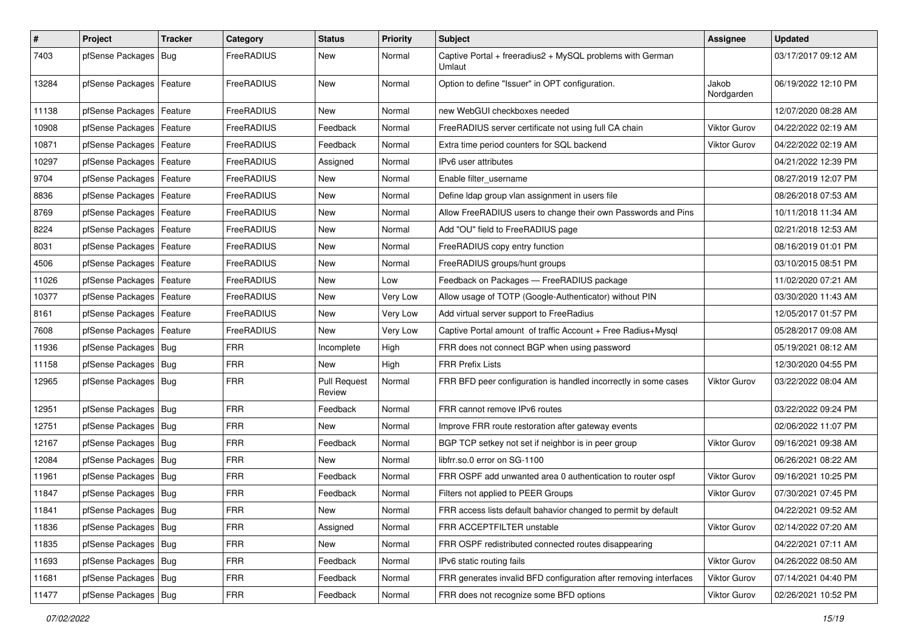| # | Project | Tracker | Category | Status | Priority | Subject | Assignee | Updated |
|---|---|---|---|---|---|---|---|---|
| 7403 | pfSense Packages | Bug | FreeRADIUS | New | Normal | Captive Portal + freeradius2 + MySQL problems with German Umlaut | | 03/17/2017 09:12 AM |
| 13284 | pfSense Packages | Feature | FreeRADIUS | New | Normal | Option to define "Issuer" in OPT configuration. | Jakob Nordgarden | 06/19/2022 12:10 PM |
| 11138 | pfSense Packages | Feature | FreeRADIUS | New | Normal | new WebGUI checkboxes needed | | 12/07/2020 08:28 AM |
| 10908 | pfSense Packages | Feature | FreeRADIUS | Feedback | Normal | FreeRADIUS server certificate not using full CA chain | Viktor Gurov | 04/22/2022 02:19 AM |
| 10871 | pfSense Packages | Feature | FreeRADIUS | Feedback | Normal | Extra time period counters for SQL backend | Viktor Gurov | 04/22/2022 02:19 AM |
| 10297 | pfSense Packages | Feature | FreeRADIUS | Assigned | Normal | IPv6 user attributes | | 04/21/2022 12:39 PM |
| 9704 | pfSense Packages | Feature | FreeRADIUS | New | Normal | Enable filter_username | | 08/27/2019 12:07 PM |
| 8836 | pfSense Packages | Feature | FreeRADIUS | New | Normal | Define ldap group vlan assignment in users file | | 08/26/2018 07:53 AM |
| 8769 | pfSense Packages | Feature | FreeRADIUS | New | Normal | Allow FreeRADIUS users to change their own Passwords and Pins | | 10/11/2018 11:34 AM |
| 8224 | pfSense Packages | Feature | FreeRADIUS | New | Normal | Add "OU" field to FreeRADIUS page | | 02/21/2018 12:53 AM |
| 8031 | pfSense Packages | Feature | FreeRADIUS | New | Normal | FreeRADIUS copy entry function | | 08/16/2019 01:01 PM |
| 4506 | pfSense Packages | Feature | FreeRADIUS | New | Normal | FreeRADIUS groups/hunt groups | | 03/10/2015 08:51 PM |
| 11026 | pfSense Packages | Feature | FreeRADIUS | New | Low | Feedback on Packages — FreeRADIUS package | | 11/02/2020 07:21 AM |
| 10377 | pfSense Packages | Feature | FreeRADIUS | New | Very Low | Allow usage of TOTP (Google-Authenticator) without PIN | | 03/30/2020 11:43 AM |
| 8161 | pfSense Packages | Feature | FreeRADIUS | New | Very Low | Add virtual server support to FreeRadius | | 12/05/2017 01:57 PM |
| 7608 | pfSense Packages | Feature | FreeRADIUS | New | Very Low | Captive Portal amount of traffic Account + Free Radius+Mysql | | 05/28/2017 09:08 AM |
| 11936 | pfSense Packages | Bug | FRR | Incomplete | High | FRR does not connect BGP when using password | | 05/19/2021 08:12 AM |
| 11158 | pfSense Packages | Bug | FRR | New | High | FRR Prefix Lists | | 12/30/2020 04:55 PM |
| 12965 | pfSense Packages | Bug | FRR | Pull Request Review | Normal | FRR BFD peer configuration is handled incorrectly in some cases | Viktor Gurov | 03/22/2022 08:04 AM |
| 12951 | pfSense Packages | Bug | FRR | Feedback | Normal | FRR cannot remove IPv6 routes | | 03/22/2022 09:24 PM |
| 12751 | pfSense Packages | Bug | FRR | New | Normal | Improve FRR route restoration after gateway events | | 02/06/2022 11:07 PM |
| 12167 | pfSense Packages | Bug | FRR | Feedback | Normal | BGP TCP setkey not set if neighbor is in peer group | Viktor Gurov | 09/16/2021 09:38 AM |
| 12084 | pfSense Packages | Bug | FRR | New | Normal | libfrr.so.0 error on SG-1100 | | 06/26/2021 08:22 AM |
| 11961 | pfSense Packages | Bug | FRR | Feedback | Normal | FRR OSPF add unwanted area 0 authentication to router ospf | Viktor Gurov | 09/16/2021 10:25 PM |
| 11847 | pfSense Packages | Bug | FRR | Feedback | Normal | Filters not applied to PEER Groups | Viktor Gurov | 07/30/2021 07:45 PM |
| 11841 | pfSense Packages | Bug | FRR | New | Normal | FRR access lists default bahavior changed to permit by default | | 04/22/2021 09:52 AM |
| 11836 | pfSense Packages | Bug | FRR | Assigned | Normal | FRR ACCEPTFILTER unstable | Viktor Gurov | 02/14/2022 07:20 AM |
| 11835 | pfSense Packages | Bug | FRR | New | Normal | FRR OSPF redistributed connected routes disappearing | | 04/22/2021 07:11 AM |
| 11693 | pfSense Packages | Bug | FRR | Feedback | Normal | IPv6 static routing fails | Viktor Gurov | 04/26/2022 08:50 AM |
| 11681 | pfSense Packages | Bug | FRR | Feedback | Normal | FRR generates invalid BFD configuration after removing interfaces | Viktor Gurov | 07/14/2021 04:40 PM |
| 11477 | pfSense Packages | Bug | FRR | Feedback | Normal | FRR does not recognize some BFD options | Viktor Gurov | 02/26/2021 10:52 PM |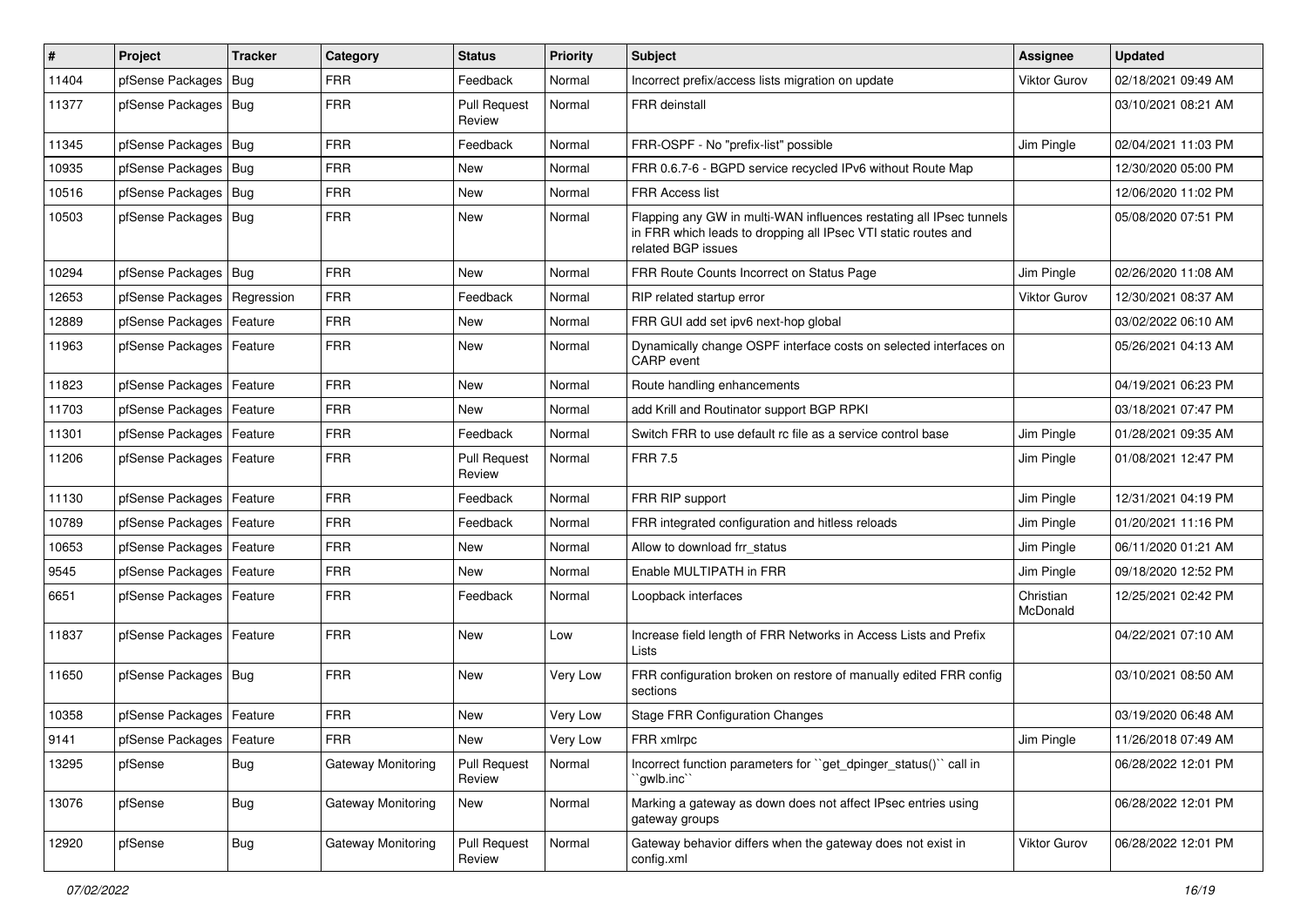| # | Project | Tracker | Category | Status | Priority | Subject | Assignee | Updated |
|---|---|---|---|---|---|---|---|---|
| 11404 | pfSense Packages | Bug | FRR | Feedback | Normal | Incorrect prefix/access lists migration on update | Viktor Gurov | 02/18/2021 09:49 AM |
| 11377 | pfSense Packages | Bug | FRR | Pull Request Review | Normal | FRR deinstall | | 03/10/2021 08:21 AM |
| 11345 | pfSense Packages | Bug | FRR | Feedback | Normal | FRR-OSPF - No "prefix-list" possible | Jim Pingle | 02/04/2021 11:03 PM |
| 10935 | pfSense Packages | Bug | FRR | New | Normal | FRR 0.6.7-6 - BGPD service recycled IPv6 without Route Map | | 12/30/2020 05:00 PM |
| 10516 | pfSense Packages | Bug | FRR | New | Normal | FRR Access list | | 12/06/2020 11:02 PM |
| 10503 | pfSense Packages | Bug | FRR | New | Normal | Flapping any GW in multi-WAN influences restating all IPsec tunnels in FRR which leads to dropping all IPsec VTI static routes and related BGP issues | | 05/08/2020 07:51 PM |
| 10294 | pfSense Packages | Bug | FRR | New | Normal | FRR Route Counts Incorrect on Status Page | Jim Pingle | 02/26/2020 11:08 AM |
| 12653 | pfSense Packages | Regression | FRR | Feedback | Normal | RIP related startup error | Viktor Gurov | 12/30/2021 08:37 AM |
| 12889 | pfSense Packages | Feature | FRR | New | Normal | FRR GUI add set ipv6 next-hop global | | 03/02/2022 06:10 AM |
| 11963 | pfSense Packages | Feature | FRR | New | Normal | Dynamically change OSPF interface costs on selected interfaces on CARP event | | 05/26/2021 04:13 AM |
| 11823 | pfSense Packages | Feature | FRR | New | Normal | Route handling enhancements | | 04/19/2021 06:23 PM |
| 11703 | pfSense Packages | Feature | FRR | New | Normal | add Krill and Routinator support BGP RPKI | | 03/18/2021 07:47 PM |
| 11301 | pfSense Packages | Feature | FRR | Feedback | Normal | Switch FRR to use default rc file as a service control base | Jim Pingle | 01/28/2021 09:35 AM |
| 11206 | pfSense Packages | Feature | FRR | Pull Request Review | Normal | FRR 7.5 | Jim Pingle | 01/08/2021 12:47 PM |
| 11130 | pfSense Packages | Feature | FRR | Feedback | Normal | FRR RIP support | Jim Pingle | 12/31/2021 04:19 PM |
| 10789 | pfSense Packages | Feature | FRR | Feedback | Normal | FRR integrated configuration and hitless reloads | Jim Pingle | 01/20/2021 11:16 PM |
| 10653 | pfSense Packages | Feature | FRR | New | Normal | Allow to download frr_status | Jim Pingle | 06/11/2020 01:21 AM |
| 9545 | pfSense Packages | Feature | FRR | New | Normal | Enable MULTIPATH in FRR | Jim Pingle | 09/18/2020 12:52 PM |
| 6651 | pfSense Packages | Feature | FRR | Feedback | Normal | Loopback interfaces | Christian McDonald | 12/25/2021 02:42 PM |
| 11837 | pfSense Packages | Feature | FRR | New | Low | Increase field length of FRR Networks in Access Lists and Prefix Lists | | 04/22/2021 07:10 AM |
| 11650 | pfSense Packages | Bug | FRR | New | Very Low | FRR configuration broken on restore of manually edited FRR config sections | | 03/10/2021 08:50 AM |
| 10358 | pfSense Packages | Feature | FRR | New | Very Low | Stage FRR Configuration Changes | | 03/19/2020 06:48 AM |
| 9141 | pfSense Packages | Feature | FRR | New | Very Low | FRR xmlrpc | Jim Pingle | 11/26/2018 07:49 AM |
| 13295 | pfSense | Bug | Gateway Monitoring | Pull Request Review | Normal | Incorrect function parameters for ``get_dpinger_status()`` call in ``gwlb.inc`` | | 06/28/2022 12:01 PM |
| 13076 | pfSense | Bug | Gateway Monitoring | New | Normal | Marking a gateway as down does not affect IPsec entries using gateway groups | | 06/28/2022 12:01 PM |
| 12920 | pfSense | Bug | Gateway Monitoring | Pull Request Review | Normal | Gateway behavior differs when the gateway does not exist in config.xml | Viktor Gurov | 06/28/2022 12:01 PM |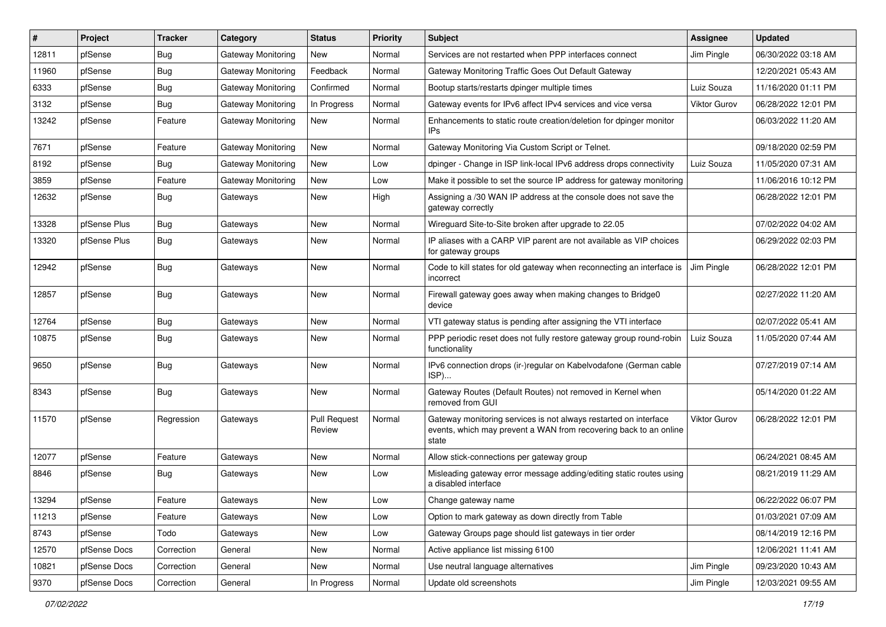| # | Project | Tracker | Category | Status | Priority | Subject | Assignee | Updated |
|---|---|---|---|---|---|---|---|---|
| 12811 | pfSense | Bug | Gateway Monitoring | New | Normal | Services are not restarted when PPP interfaces connect | Jim Pingle | 06/30/2022 03:18 AM |
| 11960 | pfSense | Bug | Gateway Monitoring | Feedback | Normal | Gateway Monitoring Traffic Goes Out Default Gateway | | 12/20/2021 05:43 AM |
| 6333 | pfSense | Bug | Gateway Monitoring | Confirmed | Normal | Bootup starts/restarts dpinger multiple times | Luiz Souza | 11/16/2020 01:11 PM |
| 3132 | pfSense | Bug | Gateway Monitoring | In Progress | Normal | Gateway events for IPv6 affect IPv4 services and vice versa | Viktor Gurov | 06/28/2022 12:01 PM |
| 13242 | pfSense | Feature | Gateway Monitoring | New | Normal | Enhancements to static route creation/deletion for dpinger monitor IPs | | 06/03/2022 11:20 AM |
| 7671 | pfSense | Feature | Gateway Monitoring | New | Normal | Gateway Monitoring Via Custom Script or Telnet. | | 09/18/2020 02:59 PM |
| 8192 | pfSense | Bug | Gateway Monitoring | New | Low | dpinger - Change in ISP link-local IPv6 address drops connectivity | Luiz Souza | 11/05/2020 07:31 AM |
| 3859 | pfSense | Feature | Gateway Monitoring | New | Low | Make it possible to set the source IP address for gateway monitoring | | 11/06/2016 10:12 PM |
| 12632 | pfSense | Bug | Gateways | New | High | Assigning a /30 WAN IP address at the console does not save the gateway correctly | | 06/28/2022 12:01 PM |
| 13328 | pfSense Plus | Bug | Gateways | New | Normal | Wireguard Site-to-Site broken after upgrade to 22.05 | | 07/02/2022 04:02 AM |
| 13320 | pfSense Plus | Bug | Gateways | New | Normal | IP aliases with a CARP VIP parent are not available as VIP choices for gateway groups | | 06/29/2022 02:03 PM |
| 12942 | pfSense | Bug | Gateways | New | Normal | Code to kill states for old gateway when reconnecting an interface is incorrect | Jim Pingle | 06/28/2022 12:01 PM |
| 12857 | pfSense | Bug | Gateways | New | Normal | Firewall gateway goes away when making changes to Bridge0 device | | 02/27/2022 11:20 AM |
| 12764 | pfSense | Bug | Gateways | New | Normal | VTI gateway status is pending after assigning the VTI interface | | 02/07/2022 05:41 AM |
| 10875 | pfSense | Bug | Gateways | New | Normal | PPP periodic reset does not fully restore gateway group round-robin functionality | Luiz Souza | 11/05/2020 07:44 AM |
| 9650 | pfSense | Bug | Gateways | New | Normal | IPv6 connection drops (ir-)regular on Kabelvodafone (German cable ISP)... | | 07/27/2019 07:14 AM |
| 8343 | pfSense | Bug | Gateways | New | Normal | Gateway Routes (Default Routes) not removed in Kernel when removed from GUI | | 05/14/2020 01:22 AM |
| 11570 | pfSense | Regression | Gateways | Pull Request Review | Normal | Gateway monitoring services is not always restarted on interface events, which may prevent a WAN from recovering back to an online state | Viktor Gurov | 06/28/2022 12:01 PM |
| 12077 | pfSense | Feature | Gateways | New | Normal | Allow stick-connections per gateway group | | 06/24/2021 08:45 AM |
| 8846 | pfSense | Bug | Gateways | New | Low | Misleading gateway error message adding/editing static routes using a disabled interface | | 08/21/2019 11:29 AM |
| 13294 | pfSense | Feature | Gateways | New | Low | Change gateway name | | 06/22/2022 06:07 PM |
| 11213 | pfSense | Feature | Gateways | New | Low | Option to mark gateway as down directly from Table | | 01/03/2021 07:09 AM |
| 8743 | pfSense | Todo | Gateways | New | Low | Gateway Groups page should list gateways in tier order | | 08/14/2019 12:16 PM |
| 12570 | pfSense Docs | Correction | General | New | Normal | Active appliance list missing 6100 | | 12/06/2021 11:41 AM |
| 10821 | pfSense Docs | Correction | General | New | Normal | Use neutral language alternatives | Jim Pingle | 09/23/2020 10:43 AM |
| 9370 | pfSense Docs | Correction | General | In Progress | Normal | Update old screenshots | Jim Pingle | 12/03/2021 09:55 AM |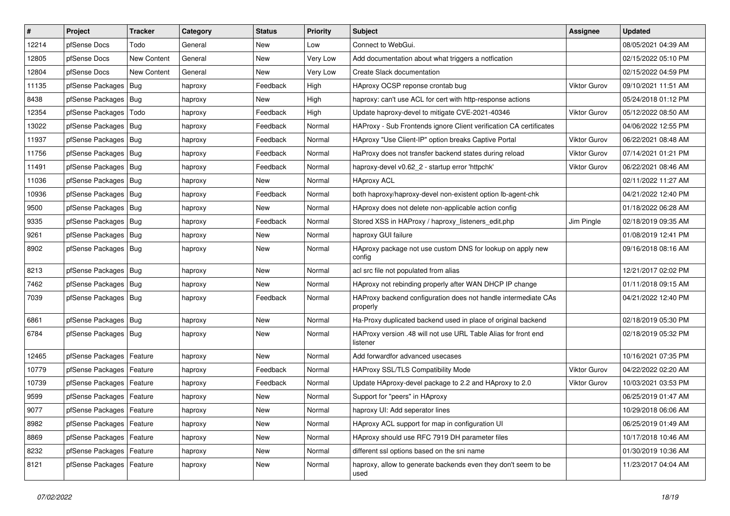| # | Project | Tracker | Category | Status | Priority | Subject | Assignee | Updated |
|---|---|---|---|---|---|---|---|---|
| 12214 | pfSense Docs | Todo | General | New | Low | Connect to WebGui. | | 08/05/2021 04:39 AM |
| 12805 | pfSense Docs | New Content | General | New | Very Low | Add documentation about what triggers a notfication | | 02/15/2022 05:10 PM |
| 12804 | pfSense Docs | New Content | General | New | Very Low | Create Slack documentation | | 02/15/2022 04:59 PM |
| 11135 | pfSense Packages | Bug | haproxy | Feedback | High | HAproxy OCSP reponse crontab bug | Viktor Gurov | 09/10/2021 11:51 AM |
| 8438 | pfSense Packages | Bug | haproxy | New | High | haproxy: can't use ACL for cert with http-response actions | | 05/24/2018 01:12 PM |
| 12354 | pfSense Packages | Todo | haproxy | Feedback | High | Update haproxy-devel to mitigate CVE-2021-40346 | Viktor Gurov | 05/12/2022 08:50 AM |
| 13022 | pfSense Packages | Bug | haproxy | Feedback | Normal | HAProxy - Sub Frontends ignore Client verification CA certificates | | 04/06/2022 12:55 PM |
| 11937 | pfSense Packages | Bug | haproxy | Feedback | Normal | HAproxy "Use Client-IP" option breaks Captive Portal | Viktor Gurov | 06/22/2021 08:48 AM |
| 11756 | pfSense Packages | Bug | haproxy | Feedback | Normal | HaProxy does not transfer backend states during reload | Viktor Gurov | 07/14/2021 01:21 PM |
| 11491 | pfSense Packages | Bug | haproxy | Feedback | Normal | haproxy-devel v0.62_2 - startup error 'httpchk' | Viktor Gurov | 06/22/2021 08:46 AM |
| 11036 | pfSense Packages | Bug | haproxy | New | Normal | HAproxy ACL | | 02/11/2022 11:27 AM |
| 10936 | pfSense Packages | Bug | haproxy | Feedback | Normal | both haproxy/haproxy-devel non-existent option lb-agent-chk | | 04/21/2022 12:40 PM |
| 9500 | pfSense Packages | Bug | haproxy | New | Normal | HAproxy does not delete non-applicable action config | | 01/18/2022 06:28 AM |
| 9335 | pfSense Packages | Bug | haproxy | Feedback | Normal | Stored XSS in HAProxy / haproxy_listeners_edit.php | Jim Pingle | 02/18/2019 09:35 AM |
| 9261 | pfSense Packages | Bug | haproxy | New | Normal | haproxy GUI failure | | 01/08/2019 12:41 PM |
| 8902 | pfSense Packages | Bug | haproxy | New | Normal | HAproxy package not use custom DNS for lookup on apply new config | | 09/16/2018 08:16 AM |
| 8213 | pfSense Packages | Bug | haproxy | New | Normal | acl src file not populated from alias | | 12/21/2017 02:02 PM |
| 7462 | pfSense Packages | Bug | haproxy | New | Normal | HAproxy not rebinding properly after WAN DHCP IP change | | 01/11/2018 09:15 AM |
| 7039 | pfSense Packages | Bug | haproxy | Feedback | Normal | HAProxy backend configuration does not handle intermediate CAs properly | | 04/21/2022 12:40 PM |
| 6861 | pfSense Packages | Bug | haproxy | New | Normal | Ha-Proxy duplicated backend used in place of original backend | | 02/18/2019 05:30 PM |
| 6784 | pfSense Packages | Bug | haproxy | New | Normal | HAProxy version .48 will not use URL Table Alias for front end listener | | 02/18/2019 05:32 PM |
| 12465 | pfSense Packages | Feature | haproxy | New | Normal | Add forwardfor advanced usecases | | 10/16/2021 07:35 PM |
| 10779 | pfSense Packages | Feature | haproxy | Feedback | Normal | HAProxy SSL/TLS Compatibility Mode | Viktor Gurov | 04/22/2022 02:20 AM |
| 10739 | pfSense Packages | Feature | haproxy | Feedback | Normal | Update HAproxy-devel package to 2.2 and HAproxy to 2.0 | Viktor Gurov | 10/03/2021 03:53 PM |
| 9599 | pfSense Packages | Feature | haproxy | New | Normal | Support for "peers" in HAproxy | | 06/25/2019 01:47 AM |
| 9077 | pfSense Packages | Feature | haproxy | New | Normal | haproxy UI: Add seperator lines | | 10/29/2018 06:06 AM |
| 8982 | pfSense Packages | Feature | haproxy | New | Normal | HAproxy ACL support for map in configuration UI | | 06/25/2019 01:49 AM |
| 8869 | pfSense Packages | Feature | haproxy | New | Normal | HAproxy should use RFC 7919 DH parameter files | | 10/17/2018 10:46 AM |
| 8232 | pfSense Packages | Feature | haproxy | New | Normal | different ssl options based on the sni name | | 01/30/2019 10:36 AM |
| 8121 | pfSense Packages | Feature | haproxy | New | Normal | haproxy, allow to generate backends even they don't seem to be used | | 11/23/2017 04:04 AM |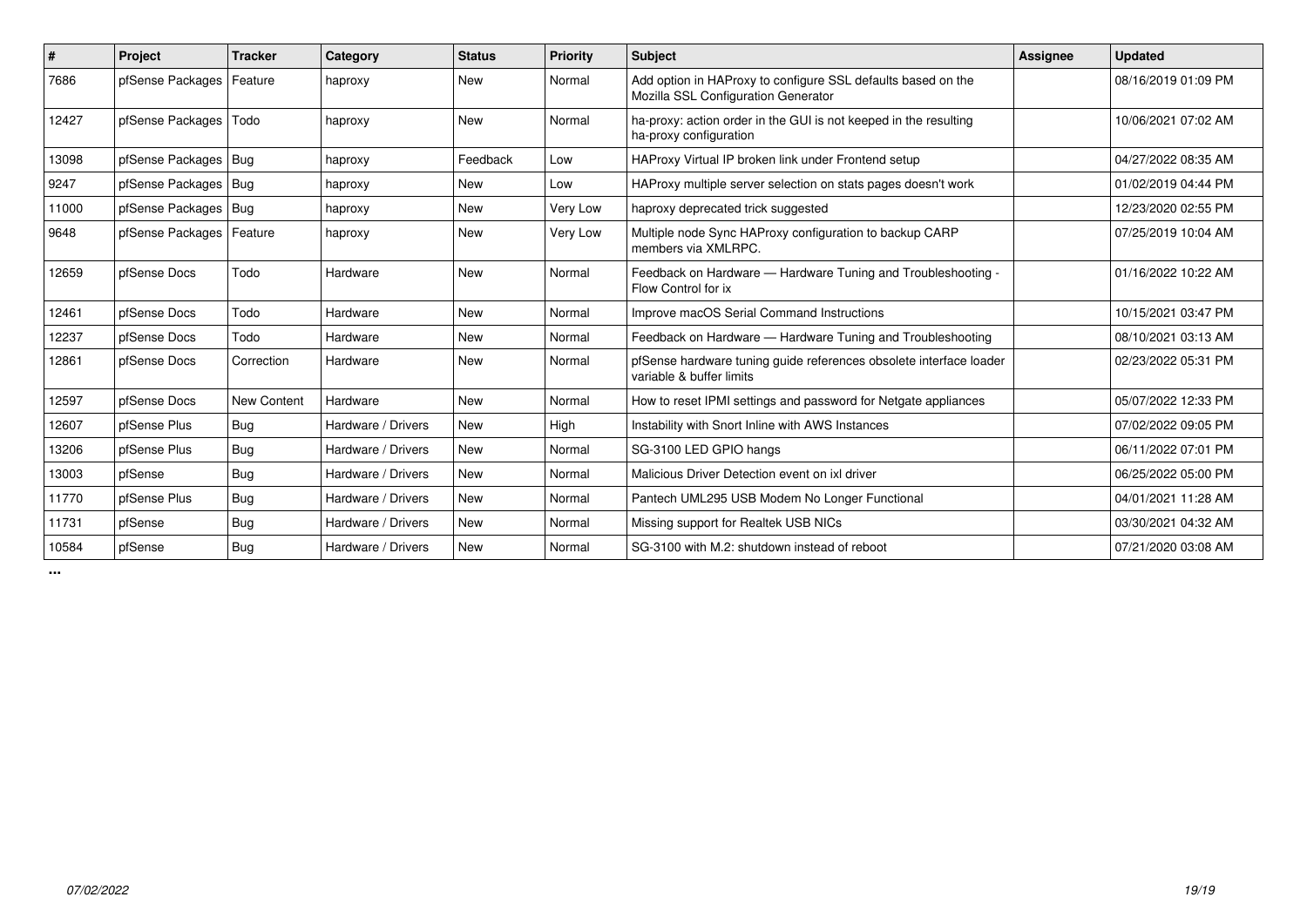| # | Project | Tracker | Category | Status | Priority | Subject | Assignee | Updated |
|---|---|---|---|---|---|---|---|---|
| 7686 | pfSense Packages | Feature | haproxy | New | Normal | Add option in HAProxy to configure SSL defaults based on the Mozilla SSL Configuration Generator | | 08/16/2019 01:09 PM |
| 12427 | pfSense Packages | Todo | haproxy | New | Normal | ha-proxy: action order in the GUI is not keeped in the resulting ha-proxy configuration | | 10/06/2021 07:02 AM |
| 13098 | pfSense Packages | Bug | haproxy | Feedback | Low | HAProxy Virtual IP broken link under Frontend setup | | 04/27/2022 08:35 AM |
| 9247 | pfSense Packages | Bug | haproxy | New | Low | HAProxy multiple server selection on stats pages doesn't work | | 01/02/2019 04:44 PM |
| 11000 | pfSense Packages | Bug | haproxy | New | Very Low | haproxy deprecated trick suggested | | 12/23/2020 02:55 PM |
| 9648 | pfSense Packages | Feature | haproxy | New | Very Low | Multiple node Sync HAProxy configuration to backup CARP members via XMLRPC. | | 07/25/2019 10:04 AM |
| 12659 | pfSense Docs | Todo | Hardware | New | Normal | Feedback on Hardware — Hardware Tuning and Troubleshooting - Flow Control for ix | | 01/16/2022 10:22 AM |
| 12461 | pfSense Docs | Todo | Hardware | New | Normal | Improve macOS Serial Command Instructions | | 10/15/2021 03:47 PM |
| 12237 | pfSense Docs | Todo | Hardware | New | Normal | Feedback on Hardware — Hardware Tuning and Troubleshooting | | 08/10/2021 03:13 AM |
| 12861 | pfSense Docs | Correction | Hardware | New | Normal | pfSense hardware tuning guide references obsolete interface loader variable & buffer limits | | 02/23/2022 05:31 PM |
| 12597 | pfSense Docs | New Content | Hardware | New | Normal | How to reset IPMI settings and password for Netgate appliances | | 05/07/2022 12:33 PM |
| 12607 | pfSense Plus | Bug | Hardware / Drivers | New | High | Instability with Snort Inline with AWS Instances | | 07/02/2022 09:05 PM |
| 13206 | pfSense Plus | Bug | Hardware / Drivers | New | Normal | SG-3100 LED GPIO hangs | | 06/11/2022 07:01 PM |
| 13003 | pfSense | Bug | Hardware / Drivers | New | Normal | Malicious Driver Detection event on ixl driver | | 06/25/2022 05:00 PM |
| 11770 | pfSense Plus | Bug | Hardware / Drivers | New | Normal | Pantech UML295 USB Modem No Longer Functional | | 04/01/2021 11:28 AM |
| 11731 | pfSense | Bug | Hardware / Drivers | New | Normal | Missing support for Realtek USB NICs | | 03/30/2021 04:32 AM |
| 10584 | pfSense | Bug | Hardware / Drivers | New | Normal | SG-3100 with M.2: shutdown instead of reboot | | 07/21/2020 03:08 AM |

...